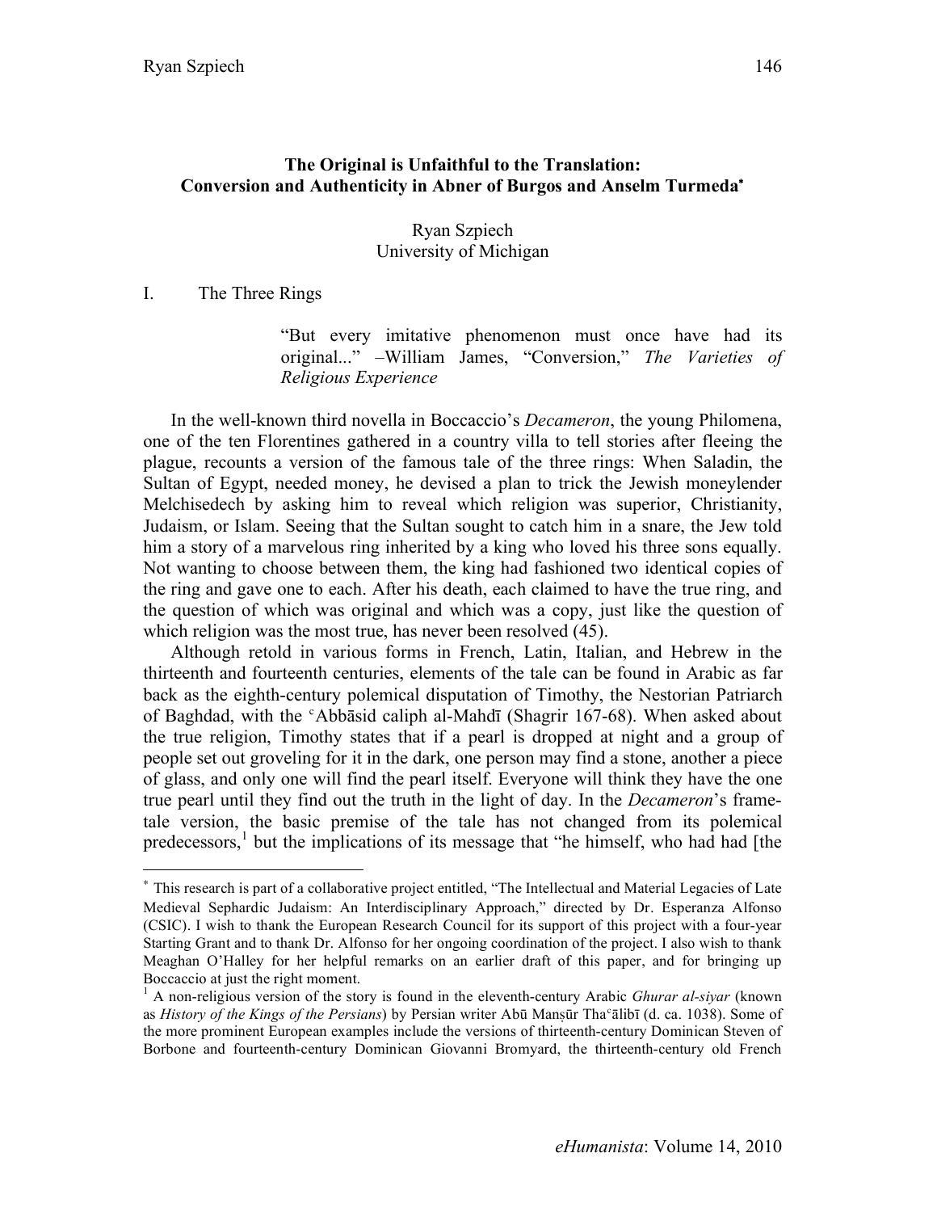# The Original is Unfaithful to the Translation: Conversion and Authenticity in Abner of Burgos and Anselm Turmeda[*]

Ryan Szpiech
University of Michigan

## I. The Three Rings

> "But every imitative phenomenon must once have had its original..." –William James, "Conversion," *The Varieties of Religious Experience*

In the well-known third novella in Boccaccio's *Decameron*, the young Philomena, one of the ten Florentines gathered in a country villa to tell stories after fleeing the plague, recounts a version of the famous tale of the three rings: When Saladin, the Sultan of Egypt, needed money, he devised a plan to trick the Jewish moneylender Melchisedech by asking him to reveal which religion was superior, Christianity, Judaism, or Islam. Seeing that the Sultan sought to catch him in a snare, the Jew told him a story of a marvelous ring inherited by a king who loved his three sons equally. Not wanting to choose between them, the king had fashioned two identical copies of the ring and gave one to each. After his death, each claimed to have the true ring, and the question of which was original and which was a copy, just like the question of which religion was the most true, has never been resolved (45).

Although retold in various forms in French, Latin, Italian, and Hebrew in the thirteenth and fourteenth centuries, elements of the tale can be found in Arabic as far back as the eighth-century polemical disputation of Timothy, the Nestorian Patriarch of Baghdad, with the ʿAbbāsid caliph al-Mahdī (Shagrir 167-68). When asked about the true religion, Timothy states that if a pearl is dropped at night and a group of people set out groveling for it in the dark, one person may find a stone, another a piece of glass, and only one will find the pearl itself. Everyone will think they have the one true pearl until they find out the truth in the light of day. In the *Decameron*'s frame-tale version, the basic premise of the tale has not changed from its polemical predecessors,[1] but the implications of its message that "he himself, who had had [the

---

[*] This research is part of a collaborative project entitled, "The Intellectual and Material Legacies of Late Medieval Sephardic Judaism: An Interdisciplinary Approach," directed by Dr. Esperanza Alfonso (CSIC). I wish to thank the European Research Council for its support of this project with a four-year Starting Grant and to thank Dr. Alfonso for her ongoing coordination of the project. I also wish to thank Meaghan O'Halley for her helpful remarks on an earlier draft of this paper, and for bringing up Boccaccio at just the right moment.

[1] A non-religious version of the story is found in the eleventh-century Arabic *Ghurar al-siyar* (known as *History of the Kings of the Persians*) by Persian writer Abū Manṣūr Thaʿālibī (d. ca. 1038). Some of the more prominent European examples include the versions of thirteenth-century Dominican Steven of Borbone and fourteenth-century Dominican Giovanni Bromyard, the thirteenth-century old French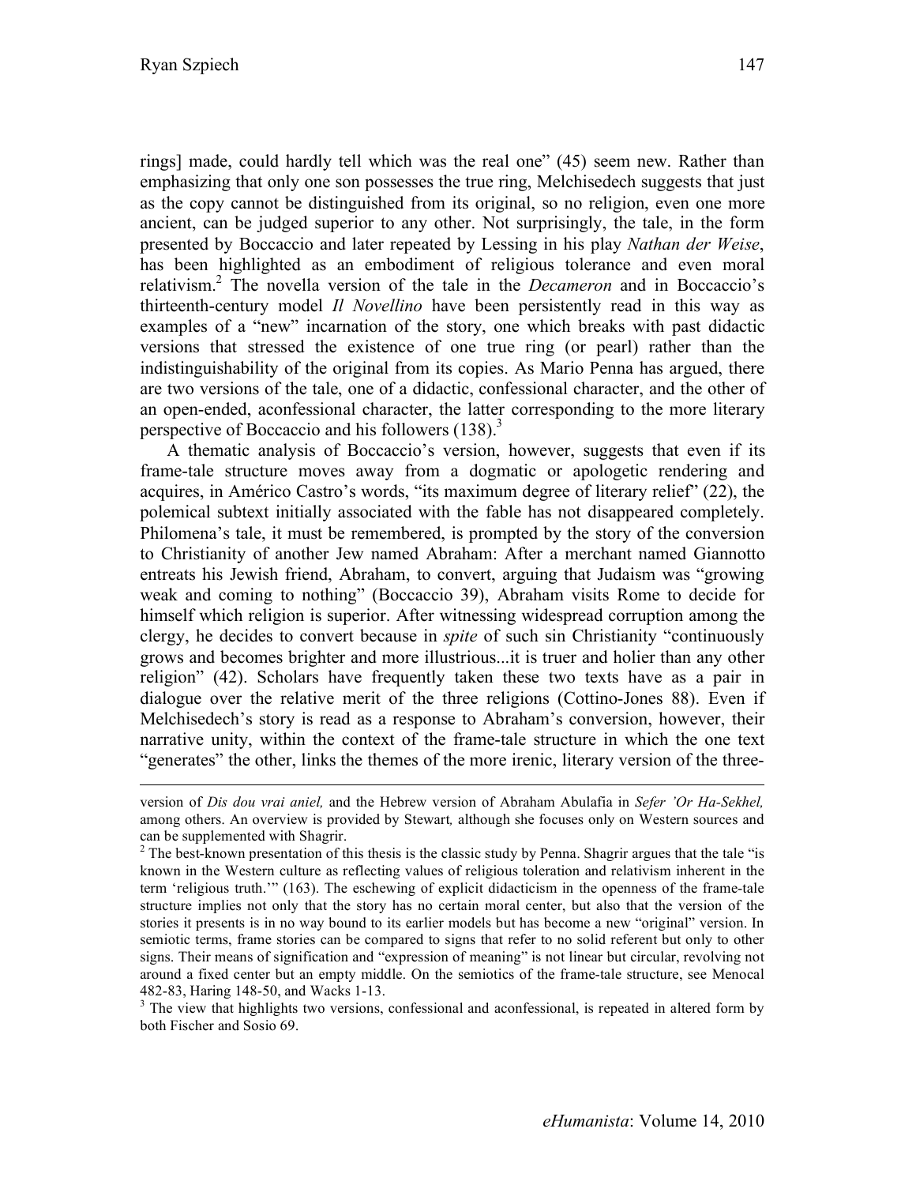rings] made, could hardly tell which was the real one" (45) seem new. Rather than emphasizing that only one son possesses the true ring, Melchisedech suggests that just as the copy cannot be distinguished from its original, so no religion, even one more ancient, can be judged superior to any other. Not surprisingly, the tale, in the form presented by Boccaccio and later repeated by Lessing in his play *Nathan der Weise*, has been highlighted as an embodiment of religious tolerance and even moral relativism.[2] The novella version of the tale in the *Decameron* and in Boccaccio's thirteenth-century model *Il Novellino* have been persistently read in this way as examples of a "new" incarnation of the story, one which breaks with past didactic versions that stressed the existence of one true ring (or pearl) rather than the indistinguishability of the original from its copies. As Mario Penna has argued, there are two versions of the tale, one of a didactic, confessional character, and the other of an open-ended, aconfessional character, the latter corresponding to the more literary perspective of Boccaccio and his followers (138).[3]

A thematic analysis of Boccaccio's version, however, suggests that even if its frame-tale structure moves away from a dogmatic or apologetic rendering and acquires, in Américo Castro's words, "its maximum degree of literary relief" (22), the polemical subtext initially associated with the fable has not disappeared completely. Philomena's tale, it must be remembered, is prompted by the story of the conversion to Christianity of another Jew named Abraham: After a merchant named Giannotto entreats his Jewish friend, Abraham, to convert, arguing that Judaism was "growing weak and coming to nothing" (Boccaccio 39), Abraham visits Rome to decide for himself which religion is superior. After witnessing widespread corruption among the clergy, he decides to convert because in *spite* of such sin Christianity "continuously grows and becomes brighter and more illustrious...it is truer and holier than any other religion" (42). Scholars have frequently taken these two texts have as a pair in dialogue over the relative merit of the three religions (Cottino-Jones 88). Even if Melchisedech's story is read as a response to Abraham's conversion, however, their narrative unity, within the context of the frame-tale structure in which the one text "generates" the other, links the themes of the more irenic, literary version of the three-

---

version of *Dis dou vrai aniel,* and the Hebrew version of Abraham Abulafia in *Sefer 'Or Ha-Sekhel,* among others. An overview is provided by Stewart*,* although she focuses only on Western sources and can be supplemented with Shagrir.

[2] The best-known presentation of this thesis is the classic study by Penna. Shagrir argues that the tale "is known in the Western culture as reflecting values of religious toleration and relativism inherent in the term 'religious truth.'" (163). The eschewing of explicit didacticism in the openness of the frame-tale structure implies not only that the story has no certain moral center, but also that the version of the stories it presents is in no way bound to its earlier models but has become a new "original" version. In semiotic terms, frame stories can be compared to signs that refer to no solid referent but only to other signs. Their means of signification and "expression of meaning" is not linear but circular, revolving not around a fixed center but an empty middle. On the semiotics of the frame-tale structure, see Menocal 482-83, Haring 148-50, and Wacks 1-13.

[3] The view that highlights two versions, confessional and aconfessional, is repeated in altered form by both Fischer and Sosio 69.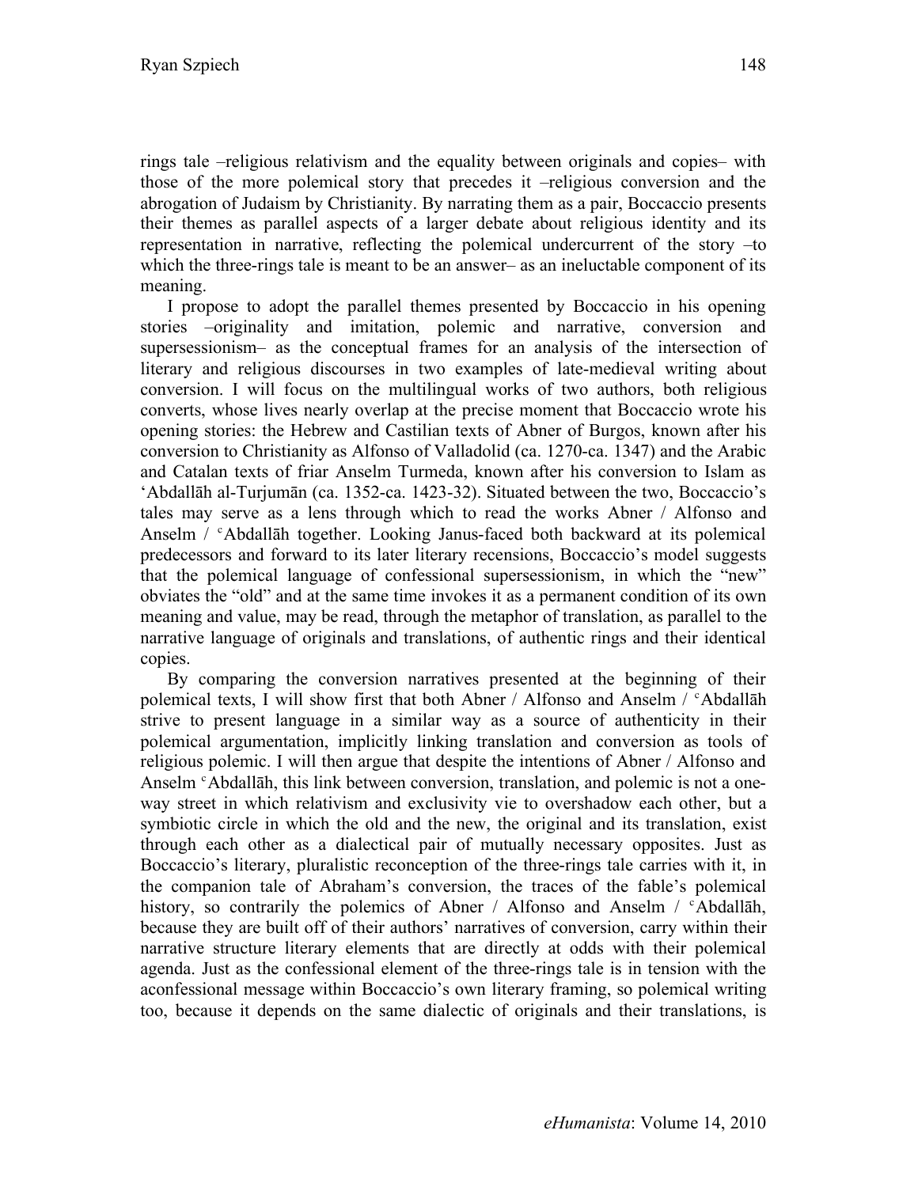rings tale –religious relativism and the equality between originals and copies– with those of the more polemical story that precedes it –religious conversion and the abrogation of Judaism by Christianity. By narrating them as a pair, Boccaccio presents their themes as parallel aspects of a larger debate about religious identity and its representation in narrative, reflecting the polemical undercurrent of the story –to which the three-rings tale is meant to be an answer– as an ineluctable component of its meaning.

I propose to adopt the parallel themes presented by Boccaccio in his opening stories –originality and imitation, polemic and narrative, conversion and supersessionism– as the conceptual frames for an analysis of the intersection of literary and religious discourses in two examples of late-medieval writing about conversion. I will focus on the multilingual works of two authors, both religious converts, whose lives nearly overlap at the precise moment that Boccaccio wrote his opening stories: the Hebrew and Castilian texts of Abner of Burgos, known after his conversion to Christianity as Alfonso of Valladolid (ca. 1270-ca. 1347) and the Arabic and Catalan texts of friar Anselm Turmeda, known after his conversion to Islam as ʻAbdallāh al-Turjumān (ca. 1352-ca. 1423-32). Situated between the two, Boccaccio's tales may serve as a lens through which to read the works Abner / Alfonso and Anselm / ᶜAbdallāh together. Looking Janus-faced both backward at its polemical predecessors and forward to its later literary recensions, Boccaccio's model suggests that the polemical language of confessional supersessionism, in which the "new" obviates the "old" and at the same time invokes it as a permanent condition of its own meaning and value, may be read, through the metaphor of translation, as parallel to the narrative language of originals and translations, of authentic rings and their identical copies.

By comparing the conversion narratives presented at the beginning of their polemical texts, I will show first that both Abner / Alfonso and Anselm / ᶜAbdallāh strive to present language in a similar way as a source of authenticity in their polemical argumentation, implicitly linking translation and conversion as tools of religious polemic. I will then argue that despite the intentions of Abner / Alfonso and Anselm ᶜAbdallāh, this link between conversion, translation, and polemic is not a one-way street in which relativism and exclusivity vie to overshadow each other, but a symbiotic circle in which the old and the new, the original and its translation, exist through each other as a dialectical pair of mutually necessary opposites. Just as Boccaccio's literary, pluralistic reconception of the three-rings tale carries with it, in the companion tale of Abraham's conversion, the traces of the fable's polemical history, so contrarily the polemics of Abner / Alfonso and Anselm / ᶜAbdallāh, because they are built off of their authors' narratives of conversion, carry within their narrative structure literary elements that are directly at odds with their polemical agenda. Just as the confessional element of the three-rings tale is in tension with the aconfessional message within Boccaccio's own literary framing, so polemical writing too, because it depends on the same dialectic of originals and their translations, is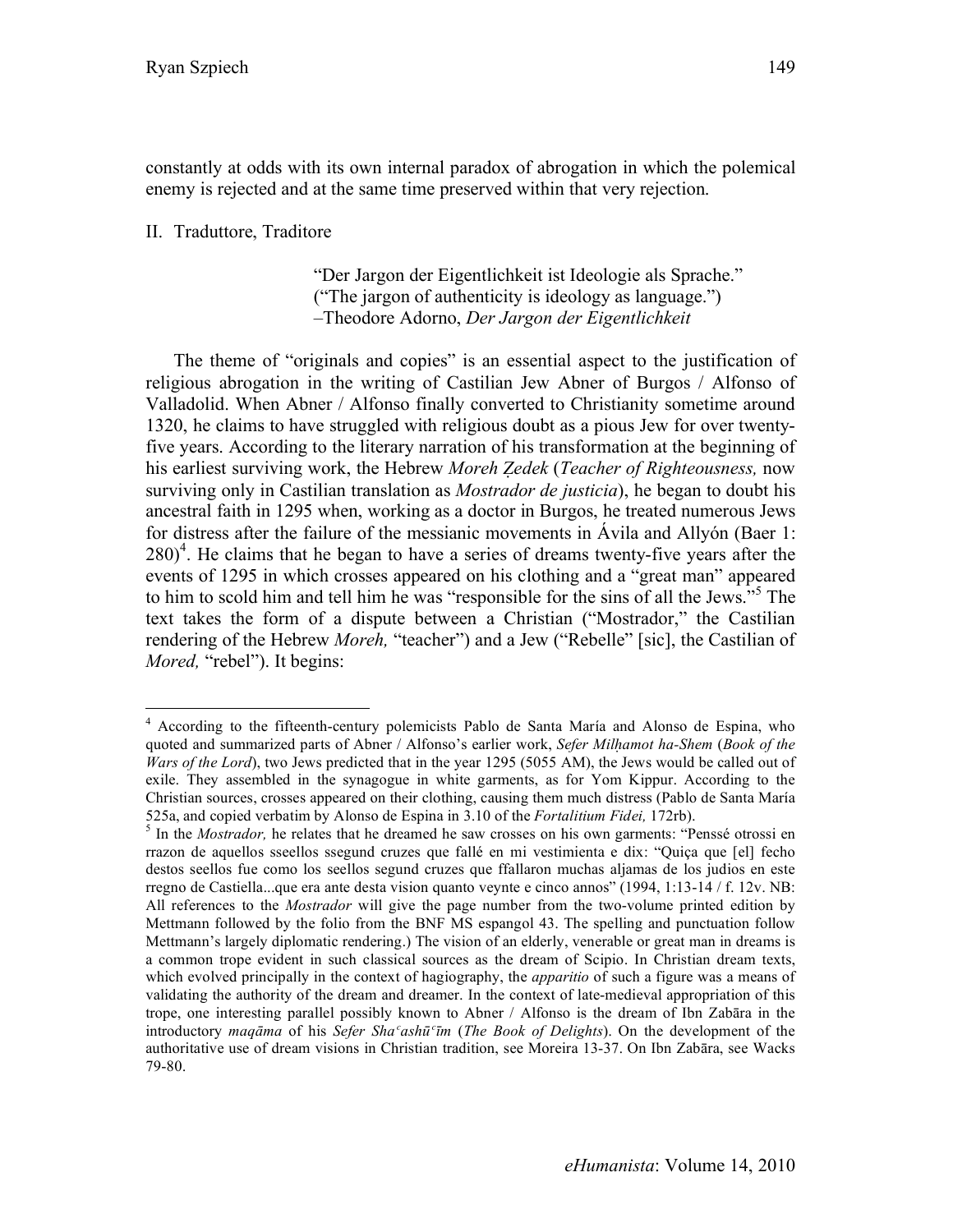constantly at odds with its own internal paradox of abrogation in which the polemical enemy is rejected and at the same time preserved within that very rejection.

## II. Traduttore, Traditore

> "Der Jargon der Eigentlichkeit ist Ideologie als Sprache."
> ("The jargon of authenticity is ideology as language.")
> –Theodore Adorno, *Der Jargon der Eigentlichkeit*

The theme of "originals and copies" is an essential aspect to the justification of religious abrogation in the writing of Castilian Jew Abner of Burgos / Alfonso of Valladolid. When Abner / Alfonso finally converted to Christianity sometime around 1320, he claims to have struggled with religious doubt as a pious Jew for over twenty-five years. According to the literary narration of his transformation at the beginning of his earliest surviving work, the Hebrew *Moreh Ẓedek* (*Teacher of Righteousness,* now surviving only in Castilian translation as *Mostrador de justicia*), he began to doubt his ancestral faith in 1295 when, working as a doctor in Burgos, he treated numerous Jews for distress after the failure of the messianic movements in Ávila and Allyón (Baer 1: 280)[4]. He claims that he began to have a series of dreams twenty-five years after the events of 1295 in which crosses appeared on his clothing and a "great man" appeared to him to scold him and tell him he was "responsible for the sins of all the Jews."[5] The text takes the form of a dispute between a Christian ("Mostrador," the Castilian rendering of the Hebrew *Moreh,* "teacher") and a Jew ("Rebelle" [sic], the Castilian of *Mored,* "rebel"). It begins:

---

[4] According to the fifteenth-century polemicists Pablo de Santa María and Alonso de Espina, who quoted and summarized parts of Abner / Alfonso's earlier work, *Sefer Milḥamot ha-Shem* (*Book of the Wars of the Lord*), two Jews predicted that in the year 1295 (5055 AM), the Jews would be called out of exile. They assembled in the synagogue in white garments, as for Yom Kippur. According to the Christian sources, crosses appeared on their clothing, causing them much distress (Pablo de Santa María 525a, and copied verbatim by Alonso de Espina in 3.10 of the *Fortalitium Fidei,* 172rb).

[5] In the *Mostrador,* he relates that he dreamed he saw crosses on his own garments: "Penssé otrossi en rrazon de aquellos sseellos ssegund cruzes que fallé en mi vestimienta e dix: "Quiça que [el] fecho destos seellos fue como los seellos segund cruzes que ffallaron muchas aljamas de los judios en este rregno de Castiella...que era ante desta vision quanto veynte e cinco annos" (1994, 1:13-14 / f. 12v. NB: All references to the *Mostrador* will give the page number from the two-volume printed edition by Mettmann followed by the folio from the BNF MS espangol 43. The spelling and punctuation follow Mettmann's largely diplomatic rendering.) The vision of an elderly, venerable or great man in dreams is a common trope evident in such classical sources as the dream of Scipio. In Christian dream texts, which evolved principally in the context of hagiography, the *apparitio* of such a figure was a means of validating the authority of the dream and dreamer. In the context of late-medieval appropriation of this trope, one interesting parallel possibly known to Abner / Alfonso is the dream of Ibn Zabāra in the introductory *maqāma* of his *Sefer Shaʿashūʿīm* (*The Book of Delights*). On the development of the authoritative use of dream visions in Christian tradition, see Moreira 13-37. On Ibn Zabāra, see Wacks 79-80.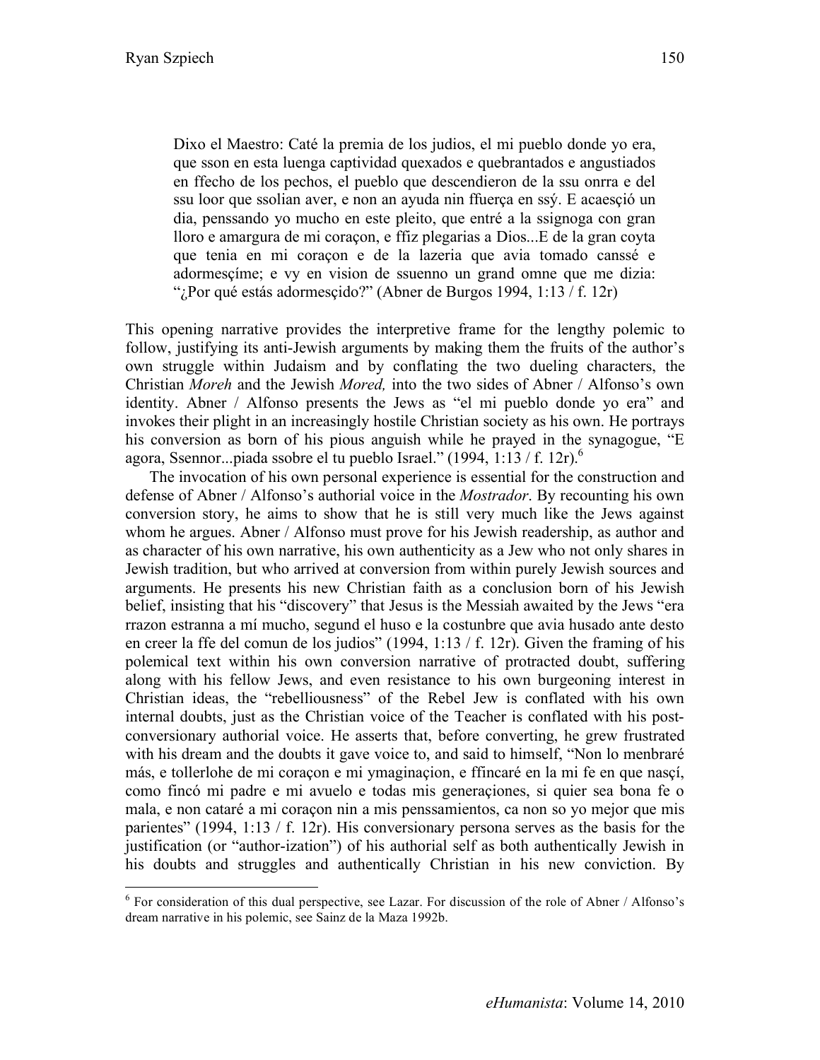> Dixo el Maestro: Caté la premia de los judios, el mi pueblo donde yo era, que sson en esta luenga captividad quexados e quebrantados e angustiados en ffecho de los pechos, el pueblo que descendieron de la ssu onrra e del ssu loor que ssolian aver, e non an ayuda nin ffuerça en ssý. E acaesçió un dia, penssando yo mucho en este pleito, que entré a la ssignoga con gran lloro e amargura de mi coraçon, e ffiz plegarias a Dios...E de la gran coyta que tenia en mi coraçon e de la lazeria que avia tomado canssé e adormesçíme; e vy en vision de ssuenno un grand omne que me dizia: "¿Por qué estás adormesçido?" (Abner de Burgos 1994, 1:13 / f. 12r)

This opening narrative provides the interpretive frame for the lengthy polemic to follow, justifying its anti-Jewish arguments by making them the fruits of the author's own struggle within Judaism and by conflating the two dueling characters, the Christian *Moreh* and the Jewish *Mored,* into the two sides of Abner / Alfonso's own identity. Abner / Alfonso presents the Jews as "el mi pueblo donde yo era" and invokes their plight in an increasingly hostile Christian society as his own. He portrays his conversion as born of his pious anguish while he prayed in the synagogue, "E agora, Ssennor...piada ssobre el tu pueblo Israel." (1994, 1:13 / f. 12r).[6]

The invocation of his own personal experience is essential for the construction and defense of Abner / Alfonso's authorial voice in the *Mostrador*. By recounting his own conversion story, he aims to show that he is still very much like the Jews against whom he argues. Abner / Alfonso must prove for his Jewish readership, as author and as character of his own narrative, his own authenticity as a Jew who not only shares in Jewish tradition, but who arrived at conversion from within purely Jewish sources and arguments. He presents his new Christian faith as a conclusion born of his Jewish belief, insisting that his "discovery" that Jesus is the Messiah awaited by the Jews "era rrazon estranna a mí mucho, segund el huso e la costunbre que avia husado ante desto en creer la ffe del comun de los judios" (1994, 1:13 / f. 12r). Given the framing of his polemical text within his own conversion narrative of protracted doubt, suffering along with his fellow Jews, and even resistance to his own burgeoning interest in Christian ideas, the "rebelliousness" of the Rebel Jew is conflated with his own internal doubts, just as the Christian voice of the Teacher is conflated with his post-conversionary authorial voice. He asserts that, before converting, he grew frustrated with his dream and the doubts it gave voice to, and said to himself, "Non lo menbraré más, e tollerlohe de mi coraçon e mi ymaginaçion, e ffincaré en la mi fe en que nasçí, como fincó mi padre e mi avuelo e todas mis generaçiones, si quier sea bona fe o mala, e non cataré a mi coraçon nin a mis penssamientos, ca non so yo mejor que mis parientes" (1994, 1:13 / f. 12r). His conversionary persona serves as the basis for the justification (or "author-ization") of his authorial self as both authentically Jewish in his doubts and struggles and authentically Christian in his new conviction. By

[6] For consideration of this dual perspective, see Lazar. For discussion of the role of Abner / Alfonso's dream narrative in his polemic, see Sainz de la Maza 1992b.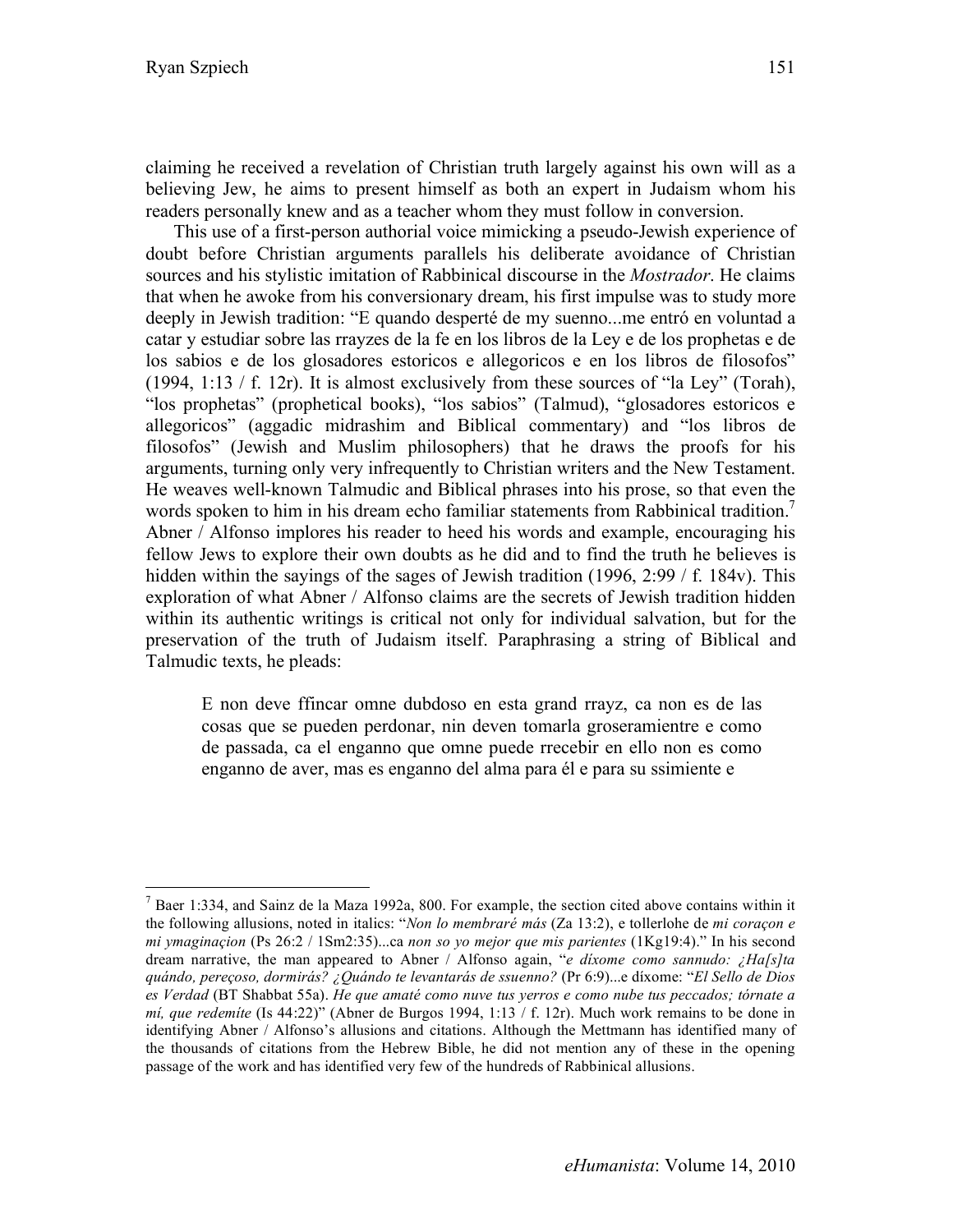claiming he received a revelation of Christian truth largely against his own will as a believing Jew, he aims to present himself as both an expert in Judaism whom his readers personally knew and as a teacher whom they must follow in conversion.

This use of a first-person authorial voice mimicking a pseudo-Jewish experience of doubt before Christian arguments parallels his deliberate avoidance of Christian sources and his stylistic imitation of Rabbinical discourse in the *Mostrador*. He claims that when he awoke from his conversionary dream, his first impulse was to study more deeply in Jewish tradition: "E quando desperté de my suenno...me entró en voluntad a catar y estudiar sobre las rrayzes de la fe en los libros de la Ley e de los prophetas e de los sabios e de los glosadores estoricos e allegoricos e en los libros de filosofos" (1994, 1:13 / f. 12r). It is almost exclusively from these sources of "la Ley" (Torah), "los prophetas" (prophetical books), "los sabios" (Talmud), "glosadores estoricos e allegoricos" (aggadic midrashim and Biblical commentary) and "los libros de filosofos" (Jewish and Muslim philosophers) that he draws the proofs for his arguments, turning only very infrequently to Christian writers and the New Testament. He weaves well-known Talmudic and Biblical phrases into his prose, so that even the words spoken to him in his dream echo familiar statements from Rabbinical tradition.[7] Abner / Alfonso implores his reader to heed his words and example, encouraging his fellow Jews to explore their own doubts as he did and to find the truth he believes is hidden within the sayings of the sages of Jewish tradition (1996, 2:99 / f. 184v). This exploration of what Abner / Alfonso claims are the secrets of Jewish tradition hidden within its authentic writings is critical not only for individual salvation, but for the preservation of the truth of Judaism itself. Paraphrasing a string of Biblical and Talmudic texts, he pleads:

> E non deve ffincar omne dubdoso en esta grand rrayz, ca non es de las cosas que se pueden perdonar, nin deven tomarla groseramientre e como de passada, ca el enganno que omne puede rrecebir en ello non es como enganno de aver, mas es enganno del alma para él e para su ssimiente e

---

[7] Baer 1:334, and Sainz de la Maza 1992a, 800. For example, the section cited above contains within it the following allusions, noted in italics: "*Non lo membraré más* (Za 13:2), e tollerlohe de *mi coraçon e mi ymaginaçion* (Ps 26:2 / 1Sm2:35)...ca *non so yo mejor que mis parientes* (1Kg19:4)." In his second dream narrative, the man appeared to Abner / Alfonso again, "*e díxome como sannudo: ¿Ha[s]ta quándo, pereçoso, dormirás? ¿Quándo te levantarás de ssuenno?* (Pr 6:9)...e díxome: "*El Sello de Dios es Verdad* (BT Shabbat 55a). *He que amaté como nuve tus yerros e como nube tus peccados; tórnate a mí, que redemíte* (Is 44:22)" (Abner de Burgos 1994, 1:13 / f. 12r). Much work remains to be done in identifying Abner / Alfonso's allusions and citations. Although the Mettmann has identified many of the thousands of citations from the Hebrew Bible, he did not mention any of these in the opening passage of the work and has identified very few of the hundreds of Rabbinical allusions.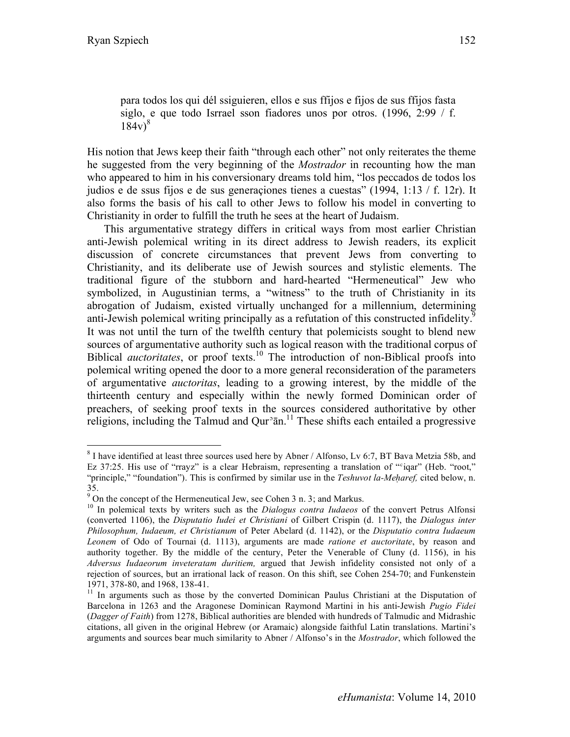> para todos los qui dél ssiguieren, ellos e sus ffijos e fijos de sus ffijos fasta siglo, e que todo Isrrael sson fiadores unos por otros. (1996, 2:99 / f. 184v)[8]

His notion that Jews keep their faith "through each other" not only reiterates the theme he suggested from the very beginning of the *Mostrador* in recounting how the man who appeared to him in his conversionary dreams told him, "los peccados de todos los judios e de ssus fijos e de sus generaçiones tienes a cuestas" (1994, 1:13 / f. 12r). It also forms the basis of his call to other Jews to follow his model in converting to Christianity in order to fulfill the truth he sees at the heart of Judaism.

This argumentative strategy differs in critical ways from most earlier Christian anti-Jewish polemical writing in its direct address to Jewish readers, its explicit discussion of concrete circumstances that prevent Jews from converting to Christianity, and its deliberate use of Jewish sources and stylistic elements. The traditional figure of the stubborn and hard-hearted "Hermeneutical" Jew who symbolized, in Augustinian terms, a "witness" to the truth of Christianity in its abrogation of Judaism, existed virtually unchanged for a millennium, determining anti-Jewish polemical writing principally as a refutation of this constructed infidelity.[9] It was not until the turn of the twelfth century that polemicists sought to blend new sources of argumentative authority such as logical reason with the traditional corpus of Biblical *auctoritates*, or proof texts.[10] The introduction of non-Biblical proofs into polemical writing opened the door to a more general reconsideration of the parameters of argumentative *auctoritas*, leading to a growing interest, by the middle of the thirteenth century and especially within the newly formed Dominican order of preachers, of seeking proof texts in the sources considered authoritative by other religions, including the Talmud and Qurʾān.[11] These shifts each entailed a progressive

---

[8] I have identified at least three sources used here by Abner / Alfonso, Lv 6:7, BT Bava Metzia 58b, and Ez 37:25. His use of "rrayz" is a clear Hebraism, representing a translation of "ʿiqar" (Heb. "root," "principle," "foundation"). This is confirmed by similar use in the *Teshuvot la-Meḥaref,* cited below, n. 35.

[9] On the concept of the Hermeneutical Jew, see Cohen 3 n. 3; and Markus.

[10] In polemical texts by writers such as the *Dialogus contra Iudaeos* of the convert Petrus Alfonsi (converted 1106), the *Disputatio Iudei et Christiani* of Gilbert Crispin (d. 1117), the *Dialogus inter Philosophum, Iudaeum, et Christianum* of Peter Abelard (d. 1142), or the *Disputatio contra Iudaeum Leonem* of Odo of Tournai (d. 1113), arguments are made *ratione et auctoritate*, by reason and authority together. By the middle of the century, Peter the Venerable of Cluny (d. 1156), in his *Adversus Iudaeorum inveteratam duritiem,* argued that Jewish infidelity consisted not only of a rejection of sources, but an irrational lack of reason. On this shift, see Cohen 254-70; and Funkenstein 1971, 378-80, and 1968, 138-41.

[11] In arguments such as those by the converted Dominican Paulus Christiani at the Disputation of Barcelona in 1263 and the Aragonese Dominican Raymond Martini in his anti-Jewish *Pugio Fidei* (*Dagger of Faith*) from 1278, Biblical authorities are blended with hundreds of Talmudic and Midrashic citations, all given in the original Hebrew (or Aramaic) alongside faithful Latin translations. Martini's arguments and sources bear much similarity to Abner / Alfonso's in the *Mostrador*, which followed the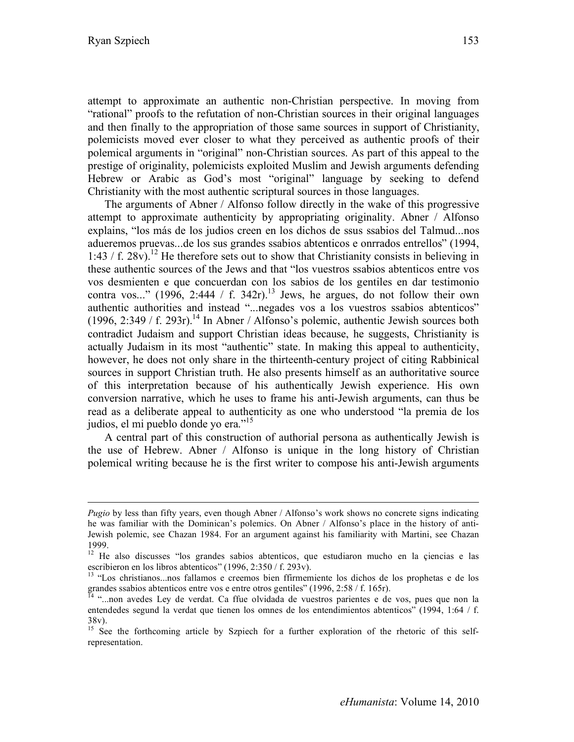attempt to approximate an authentic non-Christian perspective. In moving from "rational" proofs to the refutation of non-Christian sources in their original languages and then finally to the appropriation of those same sources in support of Christianity, polemicists moved ever closer to what they perceived as authentic proofs of their polemical arguments in "original" non-Christian sources. As part of this appeal to the prestige of originality, polemicists exploited Muslim and Jewish arguments defending Hebrew or Arabic as God's most "original" language by seeking to defend Christianity with the most authentic scriptural sources in those languages.

The arguments of Abner / Alfonso follow directly in the wake of this progressive attempt to approximate authenticity by appropriating originality. Abner / Alfonso explains, "los más de los judios creen en los dichos de ssus ssabios del Talmud...nos adueremos pruevas...de los sus grandes ssabios abtenticos e onrrados entrellos" (1994, 1:43 / f. 28v).[12] He therefore sets out to show that Christianity consists in believing in these authentic sources of the Jews and that "los vuestros ssabios abtenticos entre vos vos desmienten e que concuerdan con los sabios de los gentiles en dar testimonio contra vos..." (1996, 2:444 / f. 342r).[13] Jews, he argues, do not follow their own authentic authorities and instead "...negades vos a los vuestros ssabios abtenticos" (1996, 2:349 / f. 293r).[14] In Abner / Alfonso's polemic, authentic Jewish sources both contradict Judaism and support Christian ideas because, he suggests, Christianity is actually Judaism in its most "authentic" state. In making this appeal to authenticity, however, he does not only share in the thirteenth-century project of citing Rabbinical sources in support Christian truth. He also presents himself as an authoritative source of this interpretation because of his authentically Jewish experience. His own conversion narrative, which he uses to frame his anti-Jewish arguments, can thus be read as a deliberate appeal to authenticity as one who understood "la premia de los judios, el mi pueblo donde yo era."[15]

A central part of this construction of authorial persona as authentically Jewish is the use of Hebrew. Abner / Alfonso is unique in the long history of Christian polemical writing because he is the first writer to compose his anti-Jewish arguments

---

*Pugio* by less than fifty years, even though Abner / Alfonso's work shows no concrete signs indicating he was familiar with the Dominican's polemics. On Abner / Alfonso's place in the history of anti-Jewish polemic, see Chazan 1984. For an argument against his familiarity with Martini, see Chazan 1999.

[12] He also discusses "los grandes sabios abtenticos, que estudiaron mucho en la çiencias e las escribieron en los libros abtenticos" (1996, 2:350 / f. 293v).

[13] "Los christianos...nos fallamos e creemos bien ffirmemiente los dichos de los prophetas e de los grandes ssabios abtenticos entre vos e entre otros gentiles" (1996, 2:58 / f. 165r).

[14] "...non avedes Ley de verdat. Ca ffue olvidada de vuestros parientes e de vos, pues que non la entendedes segund la verdat que tienen los omnes de los entendimientos abtenticos" (1994, 1:64 / f. 38v).

[15] See the forthcoming article by Szpiech for a further exploration of the rhetoric of this self-representation.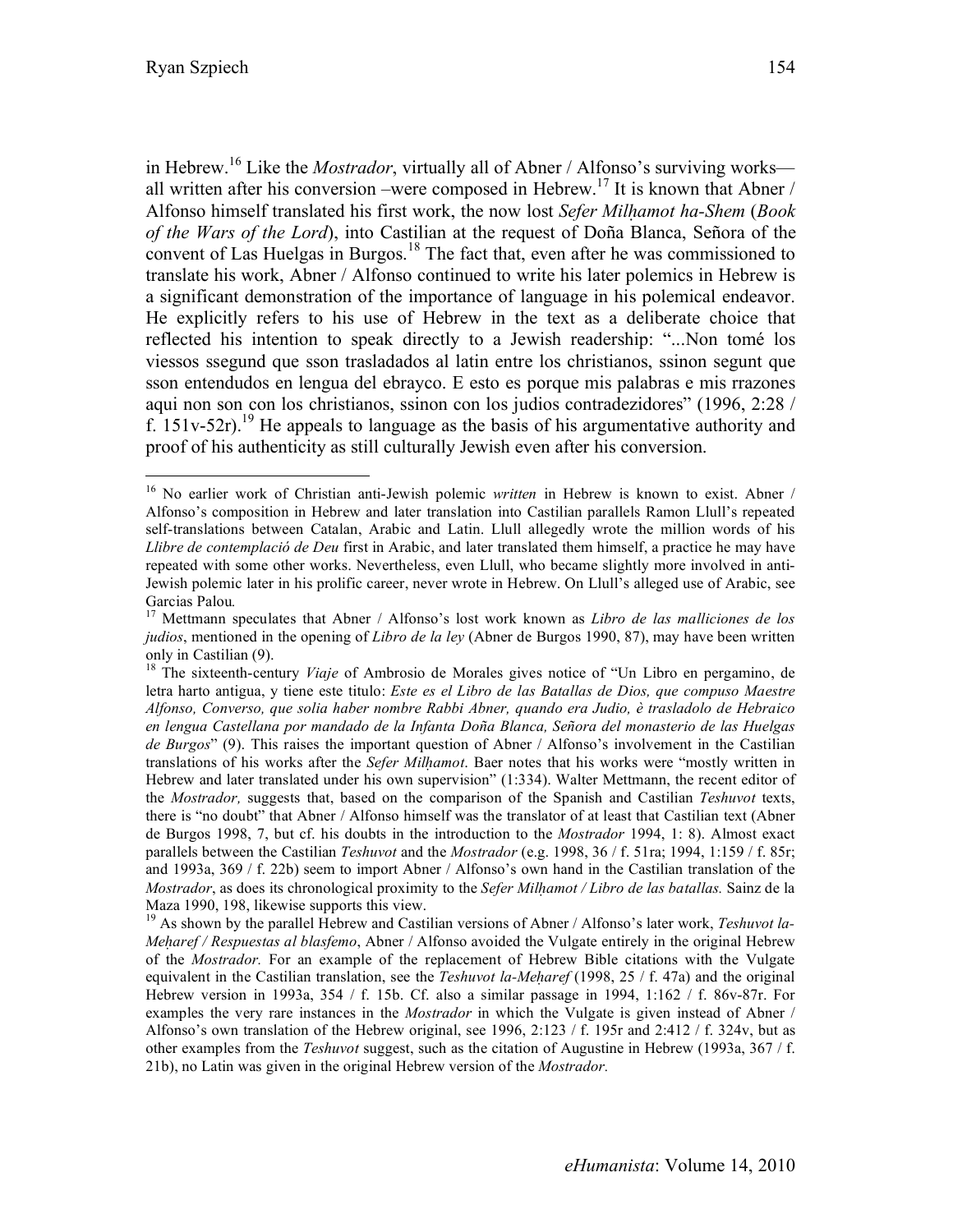in Hebrew.[16] Like the *Mostrador*, virtually all of Abner / Alfonso's surviving works—all written after his conversion –were composed in Hebrew.[17] It is known that Abner / Alfonso himself translated his first work, the now lost *Sefer Milḥamot ha-Shem* (*Book of the Wars of the Lord*), into Castilian at the request of Doña Blanca, Señora of the convent of Las Huelgas in Burgos.[18] The fact that, even after he was commissioned to translate his work, Abner / Alfonso continued to write his later polemics in Hebrew is a significant demonstration of the importance of language in his polemical endeavor. He explicitly refers to his use of Hebrew in the text as a deliberate choice that reflected his intention to speak directly to a Jewish readership: "...Non tomé los viessos ssegund que sson trasladados al latin entre los christianos, ssinon segunt que sson entendudos en lengua del ebrayco. E esto es porque mis palabras e mis rrazones aqui non son con los christianos, ssinon con los judios contradezidores" (1996, 2:28 / f. 151v-52r).[19] He appeals to language as the basis of his argumentative authority and proof of his authenticity as still culturally Jewish even after his conversion.

---

[16] No earlier work of Christian anti-Jewish polemic *written* in Hebrew is known to exist. Abner / Alfonso's composition in Hebrew and later translation into Castilian parallels Ramon Llull's repeated self-translations between Catalan, Arabic and Latin. Llull allegedly wrote the million words of his *Llibre de contemplació de Deu* first in Arabic, and later translated them himself, a practice he may have repeated with some other works. Nevertheless, even Llull, who became slightly more involved in anti-Jewish polemic later in his prolific career, never wrote in Hebrew. On Llull's alleged use of Arabic, see Garcias Palou.

[17] Mettmann speculates that Abner / Alfonso's lost work known as *Libro de las malliciones de los judios*, mentioned in the opening of *Libro de la ley* (Abner de Burgos 1990, 87), may have been written only in Castilian (9).

[18] The sixteenth-century *Viaje* of Ambrosio de Morales gives notice of "Un Libro en pergamino, de letra harto antigua, y tiene este titulo: *Este es el Libro de las Batallas de Dios, que compuso Maestre Alfonso, Converso, que solia haber nombre Rabbi Abner, quando era Judio, è trasladolo de Hebraico en lengua Castellana por mandado de la Infanta Doña Blanca, Señora del monasterio de las Huelgas de Burgos*" (9). This raises the important question of Abner / Alfonso's involvement in the Castilian translations of his works after the *Sefer Milḥamot*. Baer notes that his works were "mostly written in Hebrew and later translated under his own supervision" (1:334). Walter Mettmann, the recent editor of the *Mostrador,* suggests that, based on the comparison of the Spanish and Castilian *Teshuvot* texts, there is "no doubt" that Abner / Alfonso himself was the translator of at least that Castilian text (Abner de Burgos 1998, 7, but cf. his doubts in the introduction to the *Mostrador* 1994, 1: 8). Almost exact parallels between the Castilian *Teshuvot* and the *Mostrador* (e.g. 1998, 36 / f. 51ra; 1994, 1:159 / f. 85r; and 1993a, 369 / f. 22b) seem to import Abner / Alfonso's own hand in the Castilian translation of the *Mostrador*, as does its chronological proximity to the *Sefer Milḥamot / Libro de las batallas.* Sainz de la Maza 1990, 198, likewise supports this view.

[19] As shown by the parallel Hebrew and Castilian versions of Abner / Alfonso's later work, *Teshuvot la-Meḥaref / Respuestas al blasfemo*, Abner / Alfonso avoided the Vulgate entirely in the original Hebrew of the *Mostrador.* For an example of the replacement of Hebrew Bible citations with the Vulgate equivalent in the Castilian translation, see the *Teshuvot la-Meḥaref* (1998, 25 / f. 47a) and the original Hebrew version in 1993a, 354 / f. 15b. Cf. also a similar passage in 1994, 1:162 / f. 86v-87r. For examples the very rare instances in the *Mostrador* in which the Vulgate is given instead of Abner / Alfonso's own translation of the Hebrew original, see 1996, 2:123 / f. 195r and 2:412 / f. 324v, but as other examples from the *Teshuvot* suggest, such as the citation of Augustine in Hebrew (1993a, 367 / f. 21b), no Latin was given in the original Hebrew version of the *Mostrador.*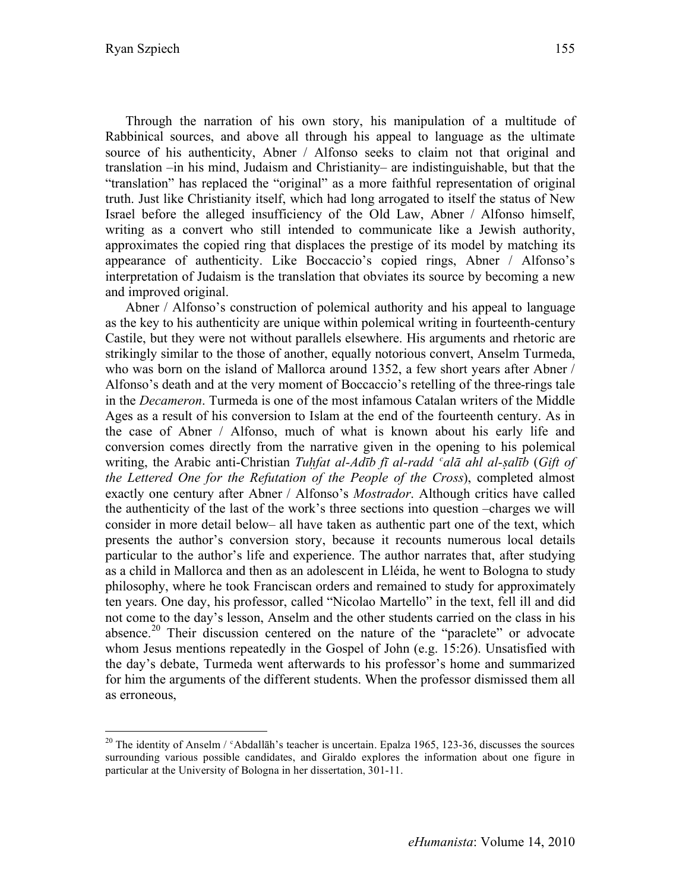Through the narration of his own story, his manipulation of a multitude of Rabbinical sources, and above all through his appeal to language as the ultimate source of his authenticity, Abner / Alfonso seeks to claim not that original and translation –in his mind, Judaism and Christianity– are indistinguishable, but that the "translation" has replaced the "original" as a more faithful representation of original truth. Just like Christianity itself, which had long arrogated to itself the status of New Israel before the alleged insufficiency of the Old Law, Abner / Alfonso himself, writing as a convert who still intended to communicate like a Jewish authority, approximates the copied ring that displaces the prestige of its model by matching its appearance of authenticity. Like Boccaccio's copied rings, Abner / Alfonso's interpretation of Judaism is the translation that obviates its source by becoming a new and improved original.

Abner / Alfonso's construction of polemical authority and his appeal to language as the key to his authenticity are unique within polemical writing in fourteenth-century Castile, but they were not without parallels elsewhere. His arguments and rhetoric are strikingly similar to the those of another, equally notorious convert, Anselm Turmeda, who was born on the island of Mallorca around 1352, a few short years after Abner / Alfonso's death and at the very moment of Boccaccio's retelling of the three-rings tale in the *Decameron*. Turmeda is one of the most infamous Catalan writers of the Middle Ages as a result of his conversion to Islam at the end of the fourteenth century. As in the case of Abner / Alfonso, much of what is known about his early life and conversion comes directly from the narrative given in the opening to his polemical writing, the Arabic anti-Christian *Tuḥfat al-Adīb fī al-radd ʿalā ahl al-ṣalīb* (*Gift of the Lettered One for the Refutation of the People of the Cross*), completed almost exactly one century after Abner / Alfonso's *Mostrador*. Although critics have called the authenticity of the last of the work's three sections into question –charges we will consider in more detail below– all have taken as authentic part one of the text, which presents the author's conversion story, because it recounts numerous local details particular to the author's life and experience. The author narrates that, after studying as a child in Mallorca and then as an adolescent in Lléida, he went to Bologna to study philosophy, where he took Franciscan orders and remained to study for approximately ten years. One day, his professor, called "Nicolao Martello" in the text, fell ill and did not come to the day's lesson, Anselm and the other students carried on the class in his absence.[20] Their discussion centered on the nature of the "paraclete" or advocate whom Jesus mentions repeatedly in the Gospel of John (e.g. 15:26). Unsatisfied with the day's debate, Turmeda went afterwards to his professor's home and summarized for him the arguments of the different students. When the professor dismissed them all as erroneous,

---

[20] The identity of Anselm / ʿAbdallāh's teacher is uncertain. Epalza 1965, 123-36, discusses the sources surrounding various possible candidates, and Giraldo explores the information about one figure in particular at the University of Bologna in her dissertation, 301-11.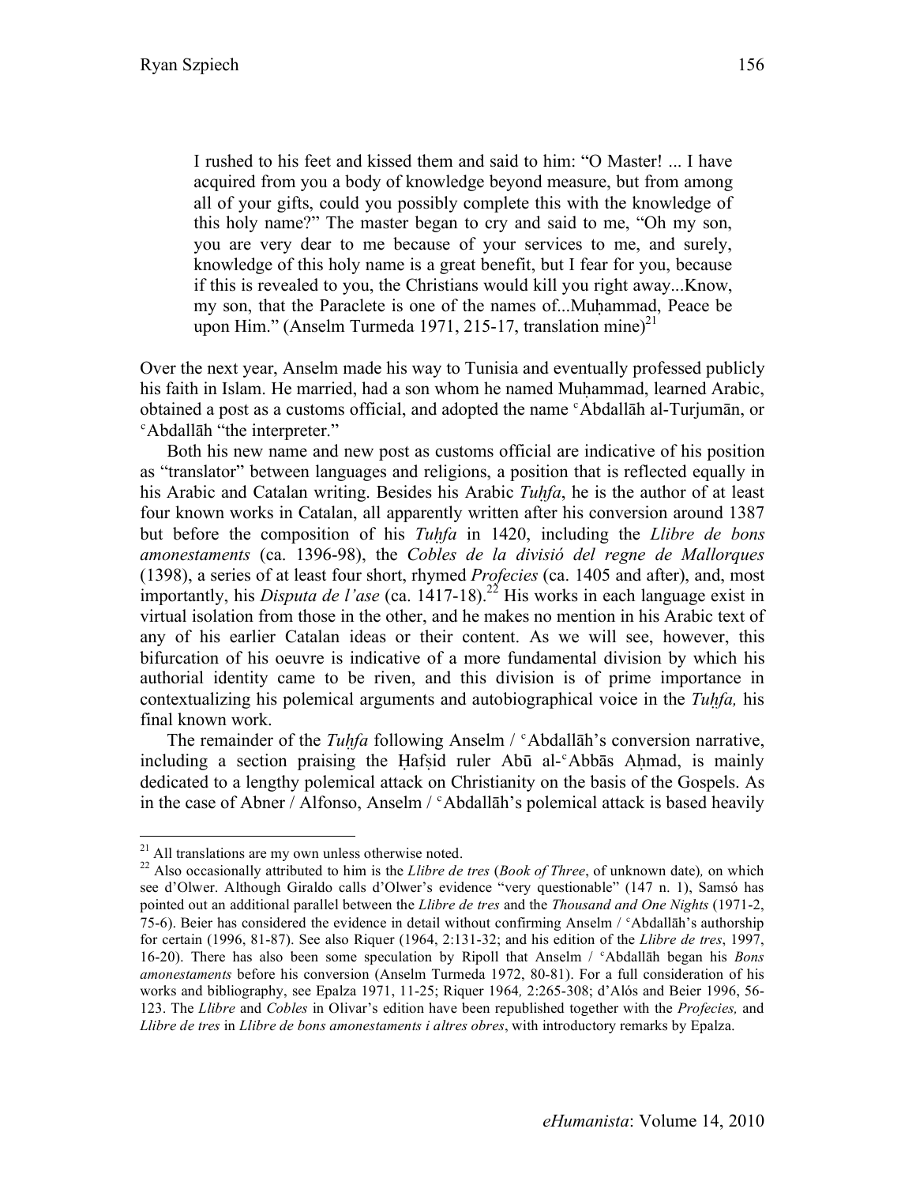> I rushed to his feet and kissed them and said to him: "O Master! ... I have acquired from you a body of knowledge beyond measure, but from among all of your gifts, could you possibly complete this with the knowledge of this holy name?" The master began to cry and said to me, "Oh my son, you are very dear to me because of your services to me, and surely, knowledge of this holy name is a great benefit, but I fear for you, because if this is revealed to you, the Christians would kill you right away...Know, my son, that the Paraclete is one of the names of...Muḥammad, Peace be upon Him." (Anselm Turmeda 1971, 215-17, translation mine)[21]

Over the next year, Anselm made his way to Tunisia and eventually professed publicly his faith in Islam. He married, had a son whom he named Muḥammad, learned Arabic, obtained a post as a customs official, and adopted the name ᶜAbdallāh al-Turjumān, or ᶜAbdallāh "the interpreter."

Both his new name and new post as customs official are indicative of his position as "translator" between languages and religions, a position that is reflected equally in his Arabic and Catalan writing. Besides his Arabic *Tuḥfa*, he is the author of at least four known works in Catalan, all apparently written after his conversion around 1387 but before the composition of his *Tuḥfa* in 1420, including the *Llibre de bons amonestaments* (ca. 1396-98), the *Cobles de la divisió del regne de Mallorques* (1398), a series of at least four short, rhymed *Profecies* (ca. 1405 and after), and, most importantly, his *Disputa de l'ase* (ca. 1417-18).[22] His works in each language exist in virtual isolation from those in the other, and he makes no mention in his Arabic text of any of his earlier Catalan ideas or their content. As we will see, however, this bifurcation of his oeuvre is indicative of a more fundamental division by which his authorial identity came to be riven, and this division is of prime importance in contextualizing his polemical arguments and autobiographical voice in the *Tuḥfa,* his final known work.

The remainder of the *Tuḥfa* following Anselm / ᶜAbdallāh's conversion narrative, including a section praising the Ḥafṣid ruler Abū al-ᶜAbbās Aḥmad, is mainly dedicated to a lengthy polemical attack on Christianity on the basis of the Gospels. As in the case of Abner / Alfonso, Anselm / ᶜAbdallāh's polemical attack is based heavily

---

[21] All translations are my own unless otherwise noted.

[22] Also occasionally attributed to him is the *Llibre de tres* (*Book of Three*, of unknown date)*,* on which see d'Olwer. Although Giraldo calls d'Olwer's evidence "very questionable" (147 n. 1), Samsó has pointed out an additional parallel between the *Llibre de tres* and the *Thousand and One Nights* (1971-2, 75-6). Beier has considered the evidence in detail without confirming Anselm / ᶜAbdallāh's authorship for certain (1996, 81-87). See also Riquer (1964, 2:131-32; and his edition of the *Llibre de tres*, 1997, 16-20). There has also been some speculation by Ripoll that Anselm / ᶜAbdallāh began his *Bons amonestaments* before his conversion (Anselm Turmeda 1972, 80-81). For a full consideration of his works and bibliography, see Epalza 1971, 11-25; Riquer 1964*,* 2:265-308; d'Alós and Beier 1996, 56-123. The *Llibre* and *Cobles* in Olivar's edition have been republished together with the *Profecies,* and *Llibre de tres* in *Llibre de bons amonestaments i altres obres*, with introductory remarks by Epalza.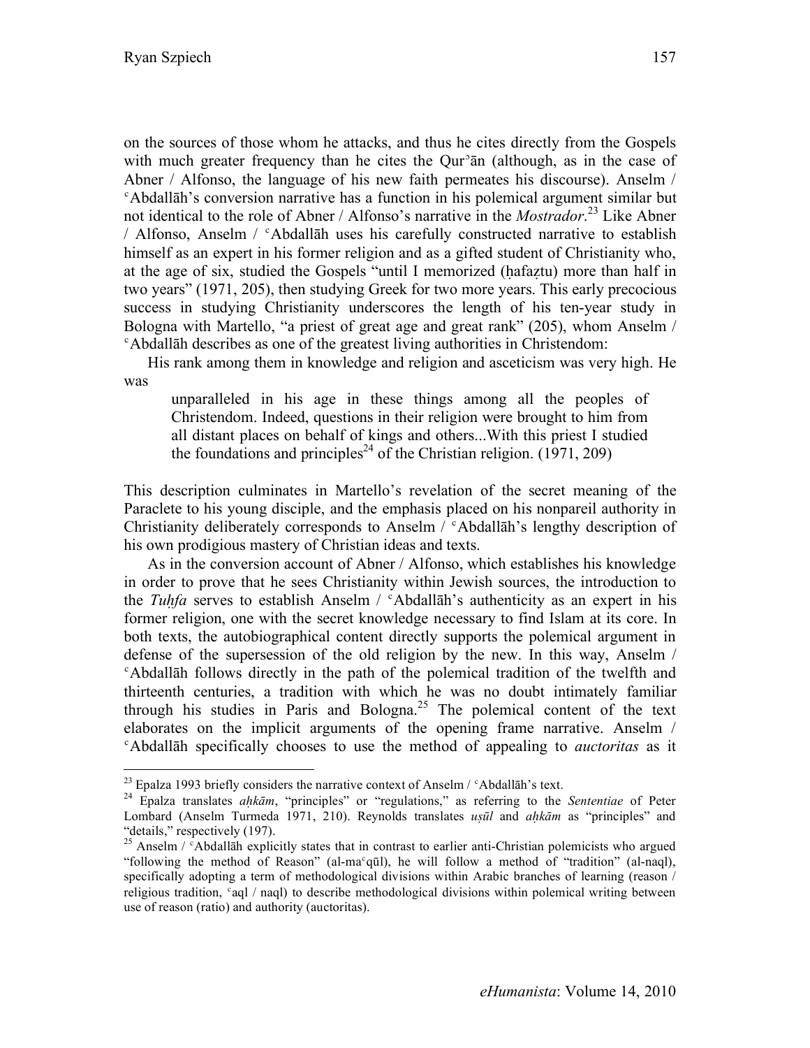on the sources of those whom he attacks, and thus he cites directly from the Gospels with much greater frequency than he cites the Qurʾān (although, as in the case of Abner / Alfonso, the language of his new faith permeates his discourse). Anselm / ʿAbdallāh's conversion narrative has a function in his polemical argument similar but not identical to the role of Abner / Alfonso's narrative in the *Mostrador*.[23] Like Abner / Alfonso, Anselm / ʿAbdallāh uses his carefully constructed narrative to establish himself as an expert in his former religion and as a gifted student of Christianity who, at the age of six, studied the Gospels "until I memorized (ḥafaẓtu) more than half in two years" (1971, 205), then studying Greek for two more years. This early precocious success in studying Christianity underscores the length of his ten-year study in Bologna with Martello, "a priest of great age and great rank" (205), whom Anselm / ʿAbdallāh describes as one of the greatest living authorities in Christendom:

His rank among them in knowledge and religion and asceticism was very high. He was

> unparalleled in his age in these things among all the peoples of Christendom. Indeed, questions in their religion were brought to him from all distant places on behalf of kings and others...With this priest I studied the foundations and principles[24] of the Christian religion. (1971, 209)

This description culminates in Martello's revelation of the secret meaning of the Paraclete to his young disciple, and the emphasis placed on his nonpareil authority in Christianity deliberately corresponds to Anselm / ʿAbdallāh's lengthy description of his own prodigious mastery of Christian ideas and texts.

As in the conversion account of Abner / Alfonso, which establishes his knowledge in order to prove that he sees Christianity within Jewish sources, the introduction to the *Tuḥfa* serves to establish Anselm / ʿAbdallāh's authenticity as an expert in his former religion, one with the secret knowledge necessary to find Islam at its core. In both texts, the autobiographical content directly supports the polemical argument in defense of the supersession of the old religion by the new. In this way, Anselm / ʿAbdallāh follows directly in the path of the polemical tradition of the twelfth and thirteenth centuries, a tradition with which he was no doubt intimately familiar through his studies in Paris and Bologna.[25] The polemical content of the text elaborates on the implicit arguments of the opening frame narrative. Anselm / ʿAbdallāh specifically chooses to use the method of appealing to *auctoritas* as it

---

[23] Epalza 1993 briefly considers the narrative context of Anselm / ʿAbdallāh's text.

[24] Epalza translates *aḥkām*, "principles" or "regulations," as referring to the *Sententiae* of Peter Lombard (Anselm Turmeda 1971, 210). Reynolds translates *uṣūl* and *aḥkām* as "principles" and "details," respectively (197).

[25] Anselm / ʿAbdallāh explicitly states that in contrast to earlier anti-Christian polemicists who argued "following the method of Reason" (al-maʿqūl), he will follow a method of "tradition" (al-naql), specifically adopting a term of methodological divisions within Arabic branches of learning (reason / religious tradition, ʿaql / naql) to describe methodological divisions within polemical writing between use of reason (ratio) and authority (auctoritas).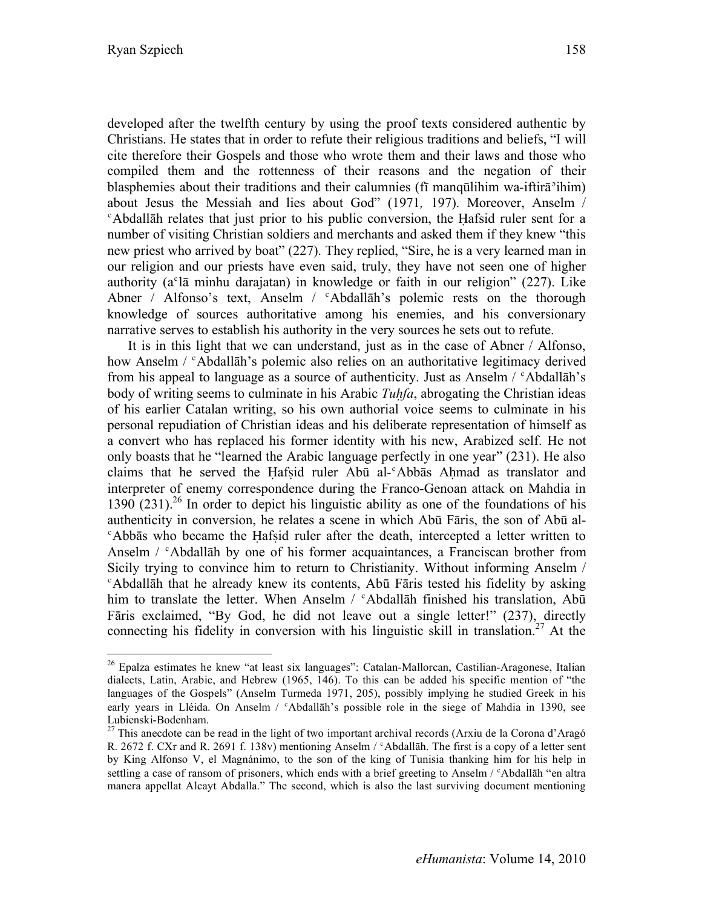developed after the twelfth century by using the proof texts considered authentic by Christians. He states that in order to refute their religious traditions and beliefs, "I will cite therefore their Gospels and those who wrote them and their laws and those who compiled them and the rottenness of their reasons and the negation of their blasphemies about their traditions and their calumnies (fī manqūlihim wa-iftirāʾihim) about Jesus the Messiah and lies about God" (1971, 197). Moreover, Anselm / ʿAbdallāh relates that just prior to his public conversion, the Ḥafsid ruler sent for a number of visiting Christian soldiers and merchants and asked them if they knew "this new priest who arrived by boat" (227). They replied, "Sire, he is a very learned man in our religion and our priests have even said, truly, they have not seen one of higher authority (aʿlā minhu darajatan) in knowledge or faith in our religion" (227). Like Abner / Alfonso's text, Anselm / ʿAbdallāh's polemic rests on the thorough knowledge of sources authoritative among his enemies, and his conversionary narrative serves to establish his authority in the very sources he sets out to refute.

It is in this light that we can understand, just as in the case of Abner / Alfonso, how Anselm / ʿAbdallāh's polemic also relies on an authoritative legitimacy derived from his appeal to language as a source of authenticity. Just as Anselm / ʿAbdallāh's body of writing seems to culminate in his Arabic *Tuḥfa*, abrogating the Christian ideas of his earlier Catalan writing, so his own authorial voice seems to culminate in his personal repudiation of Christian ideas and his deliberate representation of himself as a convert who has replaced his former identity with his new, Arabized self. He not only boasts that he "learned the Arabic language perfectly in one year" (231). He also claims that he served the Ḥafṣid ruler Abū al-ʿAbbās Aḥmad as translator and interpreter of enemy correspondence during the Franco-Genoan attack on Mahdia in 1390 (231).[26] In order to depict his linguistic ability as one of the foundations of his authenticity in conversion, he relates a scene in which Abū Fāris, the son of Abū al-ʿAbbās who became the Ḥafṣid ruler after the death, intercepted a letter written to Anselm / ʿAbdallāh by one of his former acquaintances, a Franciscan brother from Sicily trying to convince him to return to Christianity. Without informing Anselm / ʿAbdallāh that he already knew its contents, Abū Fāris tested his fidelity by asking him to translate the letter. When Anselm / ʿAbdallāh finished his translation, Abū Fāris exclaimed, "By God, he did not leave out a single letter!" (237), directly connecting his fidelity in conversion with his linguistic skill in translation.[27] At the

[26] Epalza estimates he knew "at least six languages": Catalan-Mallorcan, Castilian-Aragonese, Italian dialects, Latin, Arabic, and Hebrew (1965, 146). To this can be added his specific mention of "the languages of the Gospels" (Anselm Turmeda 1971, 205), possibly implying he studied Greek in his early years in Lléida. On Anselm / ʿAbdallāh's possible role in the siege of Mahdia in 1390, see Lubienski-Bodenham.

[27] This anecdote can be read in the light of two important archival records (Arxiu de la Corona d'Aragó R. 2672 f. CXr and R. 2691 f. 138v) mentioning Anselm / ʿAbdallāh. The first is a copy of a letter sent by King Alfonso V, el Magnánimo, to the son of the king of Tunisia thanking him for his help in settling a case of ransom of prisoners, which ends with a brief greeting to Anselm / ʿAbdallāh "en altra manera appellat Alcayt Abdalla." The second, which is also the last surviving document mentioning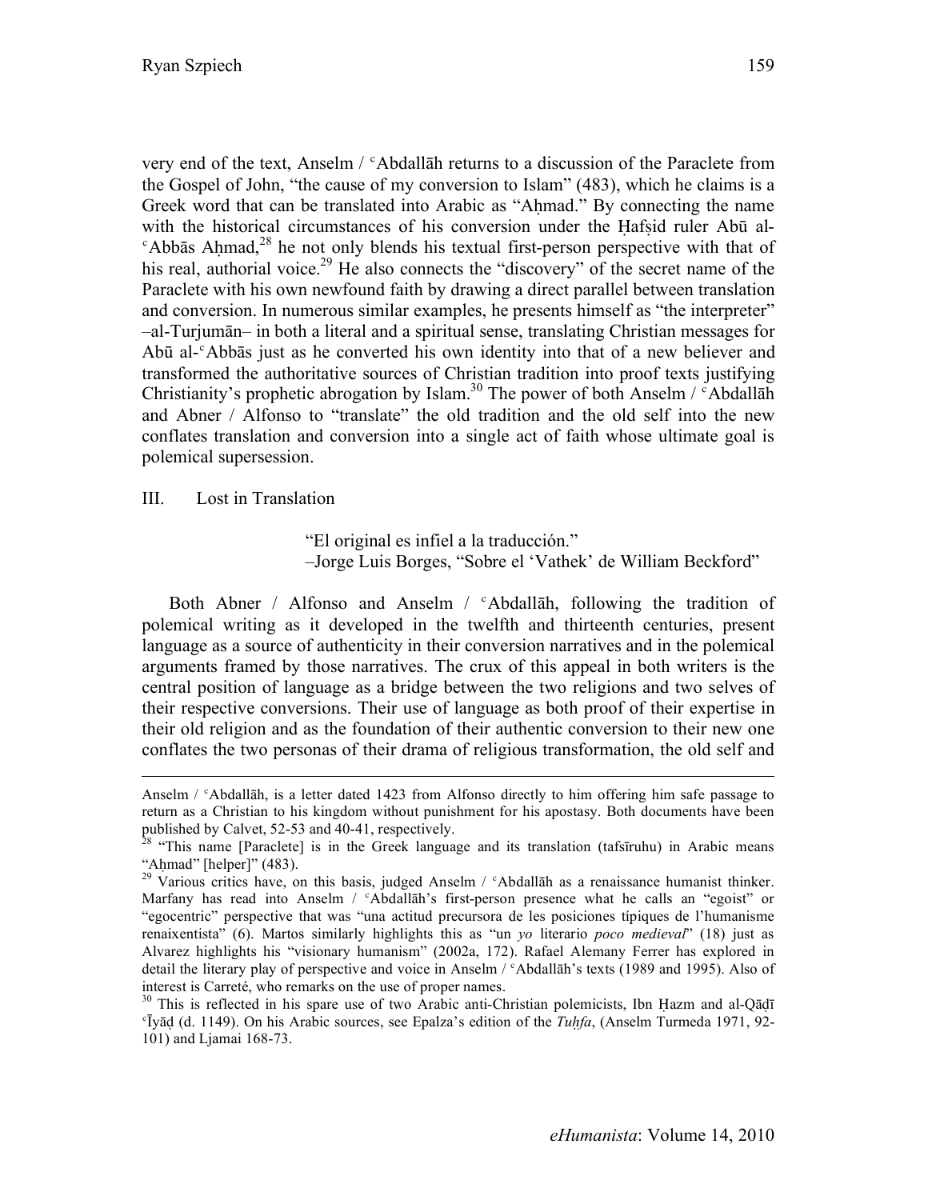very end of the text, Anselm / ᶜAbdallāh returns to a discussion of the Paraclete from the Gospel of John, "the cause of my conversion to Islam" (483), which he claims is a Greek word that can be translated into Arabic as "Aḥmad." By connecting the name with the historical circumstances of his conversion under the Ḥafṣid ruler Abū al-ᶜAbbās Aḥmad,[28] he not only blends his textual first-person perspective with that of his real, authorial voice.[29] He also connects the "discovery" of the secret name of the Paraclete with his own newfound faith by drawing a direct parallel between translation and conversion. In numerous similar examples, he presents himself as "the interpreter" –al-Turjumān– in both a literal and a spiritual sense, translating Christian messages for Abū al-ᶜAbbās just as he converted his own identity into that of a new believer and transformed the authoritative sources of Christian tradition into proof texts justifying Christianity's prophetic abrogation by Islam.[30] The power of both Anselm / ᶜAbdallāh and Abner / Alfonso to "translate" the old tradition and the old self into the new conflates translation and conversion into a single act of faith whose ultimate goal is polemical supersession.

## III. Lost in Translation

> "El original es infiel a la traducción."
> –Jorge Luis Borges, "Sobre el 'Vathek' de William Beckford"

Both Abner / Alfonso and Anselm / ᶜAbdallāh, following the tradition of polemical writing as it developed in the twelfth and thirteenth centuries, present language as a source of authenticity in their conversion narratives and in the polemical arguments framed by those narratives. The crux of this appeal in both writers is the central position of language as a bridge between the two religions and two selves of their respective conversions. Their use of language as both proof of their expertise in their old religion and as the foundation of their authentic conversion to their new one conflates the two personas of their drama of religious transformation, the old self and

---

Anselm / ᶜAbdallāh, is a letter dated 1423 from Alfonso directly to him offering him safe passage to return as a Christian to his kingdom without punishment for his apostasy. Both documents have been published by Calvet, 52-53 and 40-41, respectively.

[28] "This name [Paraclete] is in the Greek language and its translation (tafsīruhu) in Arabic means "Aḥmad" [helper]" (483).

[29] Various critics have, on this basis, judged Anselm / ᶜAbdallāh as a renaissance humanist thinker. Marfany has read into Anselm / ᶜAbdallāh's first-person presence what he calls an "egoist" or "egocentric" perspective that was "una actitud precursora de les posicions típiques de l'humanisme renaixentista" (6). Martos similarly highlights this as "un *yo* literario *poco medieval*" (18) just as Alvarez highlights his "visionary humanism" (2002a, 172). Rafael Alemany Ferrer has explored in detail the literary play of perspective and voice in Anselm / ᶜAbdallāh's texts (1989 and 1995). Also of interest is Carreté, who remarks on the use of proper names.

[30] This is reflected in his spare use of two Arabic anti-Christian polemicists, Ibn Ḥazm and al-Qāḍī ᶜĪyāḍ (d. 1149). On his Arabic sources, see Epalza's edition of the *Tuḥfa*, (Anselm Turmeda 1971, 92-101) and Ljamai 168-73.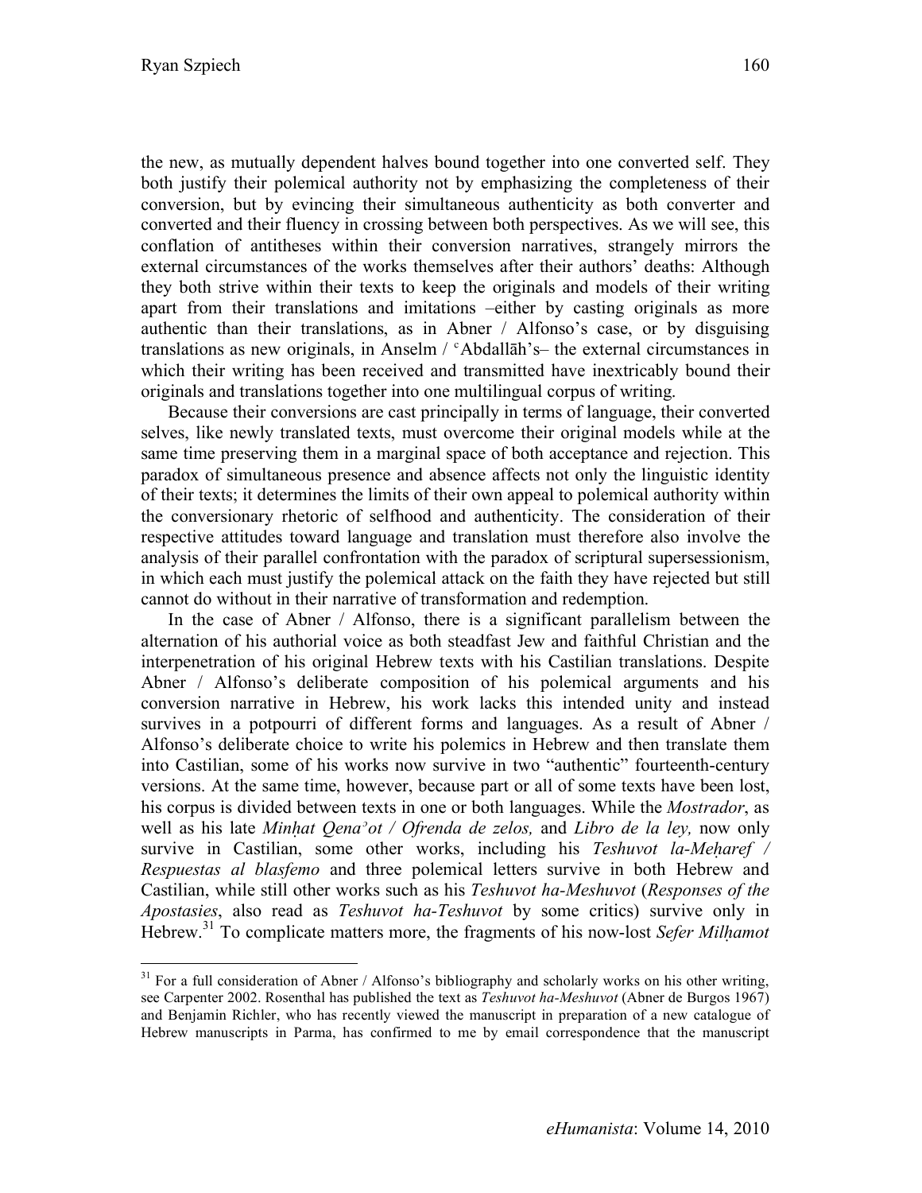the new, as mutually dependent halves bound together into one converted self. They both justify their polemical authority not by emphasizing the completeness of their conversion, but by evincing their simultaneous authenticity as both converter and converted and their fluency in crossing between both perspectives. As we will see, this conflation of antitheses within their conversion narratives, strangely mirrors the external circumstances of the works themselves after their authors' deaths: Although they both strive within their texts to keep the originals and models of their writing apart from their translations and imitations –either by casting originals as more authentic than their translations, as in Abner / Alfonso's case, or by disguising translations as new originals, in Anselm / ʿAbdallāh's– the external circumstances in which their writing has been received and transmitted have inextricably bound their originals and translations together into one multilingual corpus of writing.

Because their conversions are cast principally in terms of language, their converted selves, like newly translated texts, must overcome their original models while at the same time preserving them in a marginal space of both acceptance and rejection. This paradox of simultaneous presence and absence affects not only the linguistic identity of their texts; it determines the limits of their own appeal to polemical authority within the conversionary rhetoric of selfhood and authenticity. The consideration of their respective attitudes toward language and translation must therefore also involve the analysis of their parallel confrontation with the paradox of scriptural supersessionism, in which each must justify the polemical attack on the faith they have rejected but still cannot do without in their narrative of transformation and redemption.

In the case of Abner / Alfonso, there is a significant parallelism between the alternation of his authorial voice as both steadfast Jew and faithful Christian and the interpenetration of his original Hebrew texts with his Castilian translations. Despite Abner / Alfonso's deliberate composition of his polemical arguments and his conversion narrative in Hebrew, his work lacks this intended unity and instead survives in a potpourri of different forms and languages. As a result of Abner / Alfonso's deliberate choice to write his polemics in Hebrew and then translate them into Castilian, some of his works now survive in two "authentic" fourteenth-century versions. At the same time, however, because part or all of some texts have been lost, his corpus is divided between texts in one or both languages. While the *Mostrador*, as well as his late *Minḥat Qenaʾot / Ofrenda de zelos,* and *Libro de la ley,* now only survive in Castilian, some other works, including his *Teshuvot la-Meḥaref / Respuestas al blasfemo* and three polemical letters survive in both Hebrew and Castilian, while still other works such as his *Teshuvot ha-Meshuvot* (*Responses of the Apostasies*, also read as *Teshuvot ha-Teshuvot* by some critics) survive only in Hebrew.[31] To complicate matters more, the fragments of his now-lost *Sefer Milḥamot*

[31] For a full consideration of Abner / Alfonso's bibliography and scholarly works on his other writing, see Carpenter 2002. Rosenthal has published the text as *Teshuvot ha-Meshuvot* (Abner de Burgos 1967) and Benjamin Richler, who has recently viewed the manuscript in preparation of a new catalogue of Hebrew manuscripts in Parma, has confirmed to me by email correspondence that the manuscript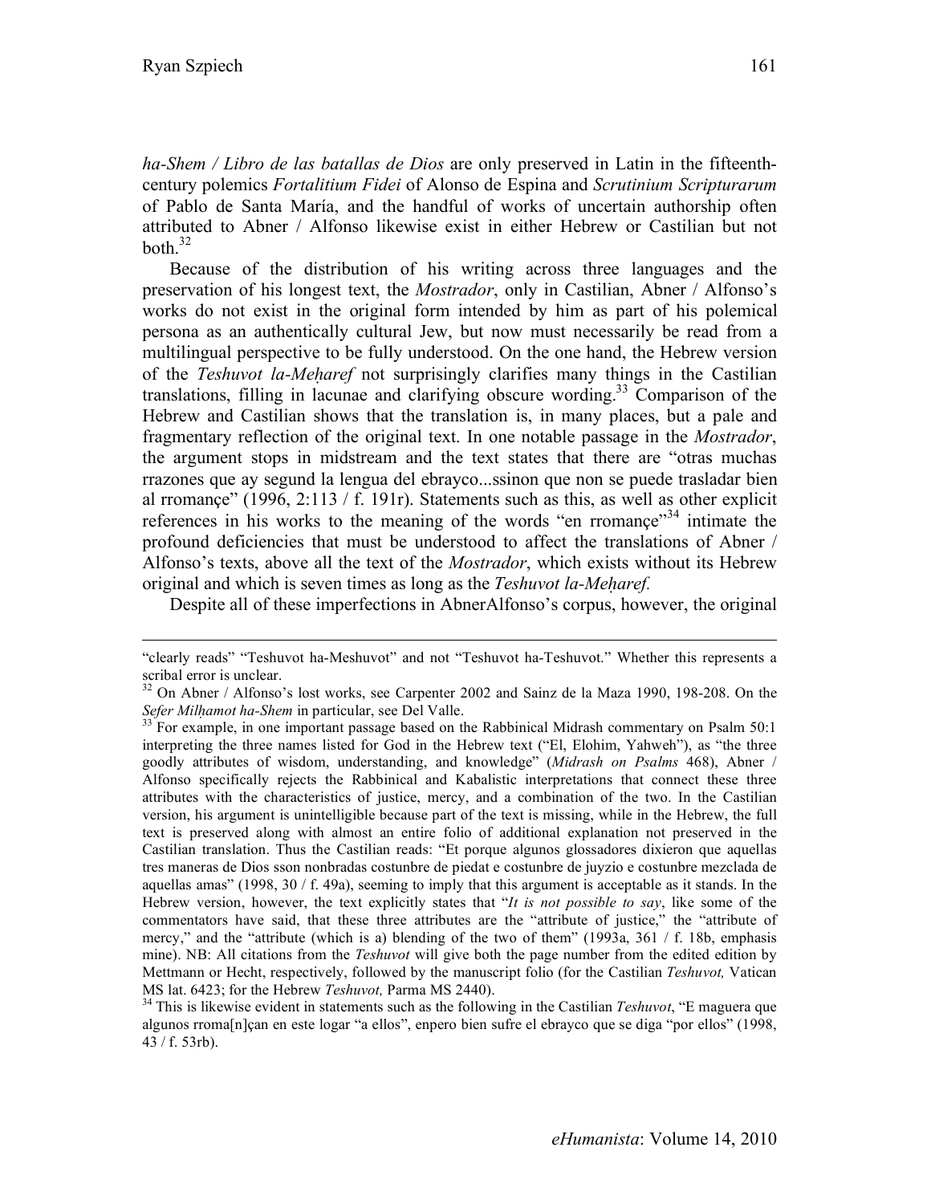*ha-Shem / Libro de las batallas de Dios* are only preserved in Latin in the fifteenth-century polemics *Fortalitium Fidei* of Alonso de Espina and *Scrutinium Scripturarum* of Pablo de Santa María, and the handful of works of uncertain authorship often attributed to Abner / Alfonso likewise exist in either Hebrew or Castilian but not both.[32]

Because of the distribution of his writing across three languages and the preservation of his longest text, the *Mostrador*, only in Castilian, Abner / Alfonso's works do not exist in the original form intended by him as part of his polemical persona as an authentically cultural Jew, but now must necessarily be read from a multilingual perspective to be fully understood. On the one hand, the Hebrew version of the *Teshuvot la-Meḥaref* not surprisingly clarifies many things in the Castilian translations, filling in lacunae and clarifying obscure wording.[33] Comparison of the Hebrew and Castilian shows that the translation is, in many places, but a pale and fragmentary reflection of the original text. In one notable passage in the *Mostrador*, the argument stops in midstream and the text states that there are "otras muchas rrazones que ay segund la lengua del ebrayco...ssinon que non se puede trasladar bien al rromançe" (1996, 2:113 / f. 191r). Statements such as this, as well as other explicit references in his works to the meaning of the words "en rromançe"[34] intimate the profound deficiencies that must be understood to affect the translations of Abner / Alfonso's texts, above all the text of the *Mostrador*, which exists without its Hebrew original and which is seven times as long as the *Teshuvot la-Meḥaref.*

Despite all of these imperfections in AbnerAlfonso's corpus, however, the original

---

"clearly reads" "Teshuvot ha-Meshuvot" and not "Teshuvot ha-Teshuvot." Whether this represents a scribal error is unclear.

[32] On Abner / Alfonso's lost works, see Carpenter 2002 and Sainz de la Maza 1990, 198-208. On the *Sefer Milḥamot ha-Shem* in particular, see Del Valle.

[33] For example, in one important passage based on the Rabbinical Midrash commentary on Psalm 50:1 interpreting the three names listed for God in the Hebrew text ("El, Elohim, Yahweh"), as "the three goodly attributes of wisdom, understanding, and knowledge" (*Midrash on Psalms* 468), Abner / Alfonso specifically rejects the Rabbinical and Kabalistic interpretations that connect these three attributes with the characteristics of justice, mercy, and a combination of the two. In the Castilian version, his argument is unintelligible because part of the text is missing, while in the Hebrew, the full text is preserved along with almost an entire folio of additional explanation not preserved in the Castilian translation. Thus the Castilian reads: "Et porque algunos glossadores dixieron que aquellas tres maneras de Dios sson nonbradas costunbre de piedat e costunbre de juyzio e costunbre mezclada de aquellas amas" (1998, 30 / f. 49a), seeming to imply that this argument is acceptable as it stands. In the Hebrew version, however, the text explicitly states that "*It is not possible to say*, like some of the commentators have said, that these three attributes are the "attribute of justice," the "attribute of mercy," and the "attribute (which is a) blending of the two of them" (1993a, 361 / f. 18b, emphasis mine). NB: All citations from the *Teshuvot* will give both the page number from the edited edition by Mettmann or Hecht, respectively, followed by the manuscript folio (for the Castilian *Teshuvot,* Vatican MS lat. 6423; for the Hebrew *Teshuvot,* Parma MS 2440).

[34] This is likewise evident in statements such as the following in the Castilian *Teshuvot*, "E maguera que algunos rroma[n]çan en este logar "a ellos", enpero bien sufre el ebrayco que se diga "por ellos" (1998, 43 / f. 53rb).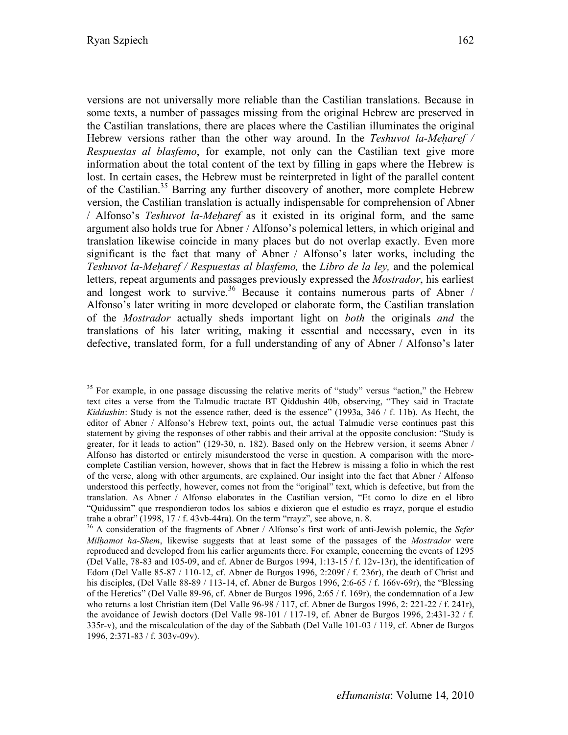versions are not universally more reliable than the Castilian translations. Because in some texts, a number of passages missing from the original Hebrew are preserved in the Castilian translations, there are places where the Castilian illuminates the original Hebrew versions rather than the other way around. In the *Teshuvot la-Meḥaref / Respuestas al blasfemo*, for example, not only can the Castilian text give more information about the total content of the text by filling in gaps where the Hebrew is lost. In certain cases, the Hebrew must be reinterpreted in light of the parallel content of the Castilian.[35] Barring any further discovery of another, more complete Hebrew version, the Castilian translation is actually indispensable for comprehension of Abner / Alfonso's *Teshuvot la-Meḥaref* as it existed in its original form, and the same argument also holds true for Abner / Alfonso's polemical letters, in which original and translation likewise coincide in many places but do not overlap exactly. Even more significant is the fact that many of Abner / Alfonso's later works, including the *Teshuvot la-Meḥaref / Respuestas al blasfemo,* the *Libro de la ley,* and the polemical letters, repeat arguments and passages previously expressed the *Mostrador*, his earliest and longest work to survive.[36] Because it contains numerous parts of Abner / Alfonso's later writing in more developed or elaborate form, the Castilian translation of the *Mostrador* actually sheds important light on *both* the originals *and* the translations of his later writing, making it essential and necessary, even in its defective, translated form, for a full understanding of any of Abner / Alfonso's later

---

[35] For example, in one passage discussing the relative merits of "study" versus "action," the Hebrew text cites a verse from the Talmudic tractate BT Qiddushin 40b, observing, "They said in Tractate *Kiddushin*: Study is not the essence rather, deed is the essence" (1993a, 346 / f. 11b). As Hecht, the editor of Abner / Alfonso's Hebrew text, points out, the actual Talmudic verse continues past this statement by giving the responses of other rabbis and their arrival at the opposite conclusion: "Study is greater, for it leads to action" (129-30, n. 182). Based only on the Hebrew version, it seems Abner / Alfonso has distorted or entirely misunderstood the verse in question. A comparison with the more-complete Castilian version, however, shows that in fact the Hebrew is missing a folio in which the rest of the verse, along with other arguments, are explained. Our insight into the fact that Abner / Alfonso understood this perfectly, however, comes not from the "original" text, which is defective, but from the translation. As Abner / Alfonso elaborates in the Castilian version, "Et como lo dize en el libro "Quidussim" que rrespondieron todos los sabios e dixieron que el estudio es rrayz, porque el estudio trahe a obrar" (1998, 17 / f. 43vb-44ra). On the term "rrayz", see above, n. 8.

[36] A consideration of the fragments of Abner / Alfonso's first work of anti-Jewish polemic, the *Sefer Milḥamot ha-Shem*, likewise suggests that at least some of the passages of the *Mostrador* were reproduced and developed from his earlier arguments there. For example, concerning the events of 1295 (Del Valle, 78-83 and 105-09, and cf. Abner de Burgos 1994, 1:13-15 / f. 12v-13r), the identification of Edom (Del Valle 85-87 / 110-12, cf. Abner de Burgos 1996, 2:209f / f. 236r), the death of Christ and his disciples, (Del Valle 88-89 / 113-14, cf. Abner de Burgos 1996, 2:6-65 / f. 166v-69r), the "Blessing of the Heretics" (Del Valle 89-96, cf. Abner de Burgos 1996, 2:65 / f. 169r), the condemnation of a Jew who returns a lost Christian item (Del Valle 96-98 / 117, cf. Abner de Burgos 1996, 2: 221-22 / f. 241r), the avoidance of Jewish doctors (Del Valle 98-101 / 117-19, cf. Abner de Burgos 1996, 2:431-32 / f. 335r-v), and the miscalculation of the day of the Sabbath (Del Valle 101-03 / 119, cf. Abner de Burgos 1996, 2:371-83 / f. 303v-09v).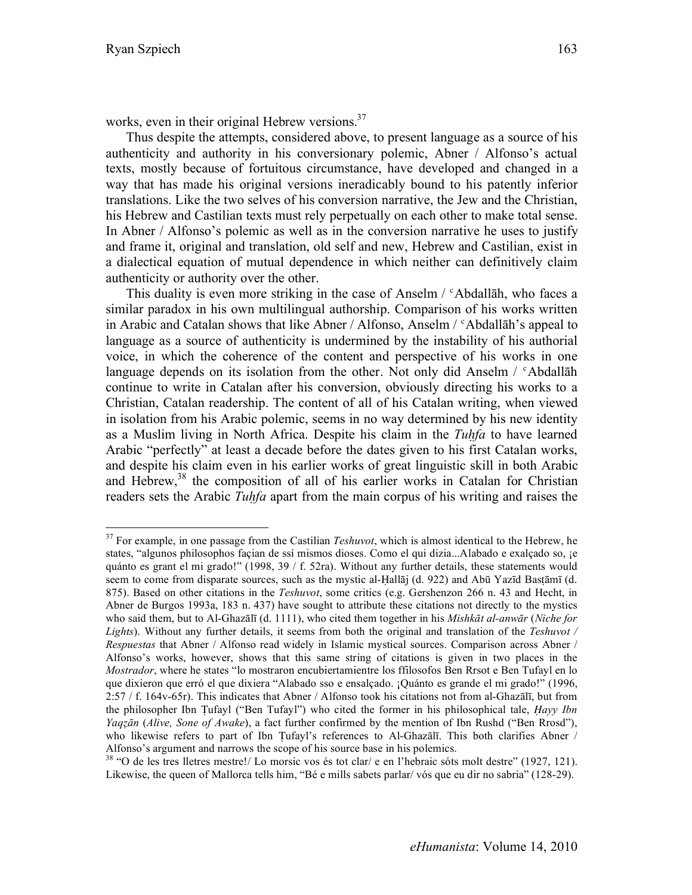works, even in their original Hebrew versions.[37]

Thus despite the attempts, considered above, to present language as a source of his authenticity and authority in his conversionary polemic, Abner / Alfonso's actual texts, mostly because of fortuitous circumstance, have developed and changed in a way that has made his original versions ineradicably bound to his patently inferior translations. Like the two selves of his conversion narrative, the Jew and the Christian, his Hebrew and Castilian texts must rely perpetually on each other to make total sense. In Abner / Alfonso's polemic as well as in the conversion narrative he uses to justify and frame it, original and translation, old self and new, Hebrew and Castilian, exist in a dialectical equation of mutual dependence in which neither can definitively claim authenticity or authority over the other.

This duality is even more striking in the case of Anselm / ᶜAbdallāh, who faces a similar paradox in his own multilingual authorship. Comparison of his works written in Arabic and Catalan shows that like Abner / Alfonso, Anselm / ᶜAbdallāh's appeal to language as a source of authenticity is undermined by the instability of his authorial voice, in which the coherence of the content and perspective of his works in one language depends on its isolation from the other. Not only did Anselm / ᶜAbdallāh continue to write in Catalan after his conversion, obviously directing his works to a Christian, Catalan readership. The content of all of his Catalan writing, when viewed in isolation from his Arabic polemic, seems in no way determined by his new identity as a Muslim living in North Africa. Despite his claim in the *Tuḥfa* to have learned Arabic "perfectly" at least a decade before the dates given to his first Catalan works, and despite his claim even in his earlier works of great linguistic skill in both Arabic and Hebrew,[38] the composition of all of his earlier works in Catalan for Christian readers sets the Arabic *Tuḥfa* apart from the main corpus of his writing and raises the

---

[37] For example, in one passage from the Castilian *Teshuvot*, which is almost identical to the Hebrew, he states, "algunos philosophos façian de ssí mismos dioses. Como el qui dizia...Alabado e exalçado so, ¡e quánto es grant el mi grado!" (1998, 39 / f. 52ra). Without any further details, these statements would seem to come from disparate sources, such as the mystic al-Ḥallāj (d. 922) and Abū Yazīd Basṭāmī (d. 875). Based on other citations in the *Teshuvot*, some critics (e.g. Gershenzon 266 n. 43 and Hecht, in Abner de Burgos 1993a, 183 n. 437) have sought to attribute these citations not directly to the mystics who said them, but to Al-Ghazālī (d. 1111), who cited them together in his *Mishkāt al-anwār* (*Niche for Lights*). Without any further details, it seems from both the original and translation of the *Teshuvot / Respuestas* that Abner / Alfonso read widely in Islamic mystical sources. Comparison across Abner / Alfonso's works, however, shows that this same string of citations is given in two places in the *Mostrador*, where he states "lo mostraron encubiertamientre los ffilosofos Ben Rrsot e Ben Tufayl en lo que dixieron que erró el que dixiera "Alabado sso e ensalçado. ¡Quánto es grande el mi grado!" (1996, 2:57 / f. 164v-65r). This indicates that Abner / Alfonso took his citations not from al-Ghazālī, but from the philosopher Ibn Ṭufayl ("Ben Tufayl") who cited the former in his philosophical tale, *Ḥayy Ibn Yaqẓān* (*Alive, Sone of Awake*), a fact further confirmed by the mention of Ibn Rushd ("Ben Rrosd"), who likewise refers to part of Ibn Ṭufayl's references to Al-Ghazālī. This both clarifies Abner / Alfonso's argument and narrows the scope of his source base in his polemics.

[38] "O de les tres lletres mestre!/ Lo morsic vos és tot clar/ e en l'hebraic sóts molt destre" (1927, 121). Likewise, the queen of Mallorca tells him, "Bé e mills sabets parlar/ vós que eu dir no sabria" (128-29).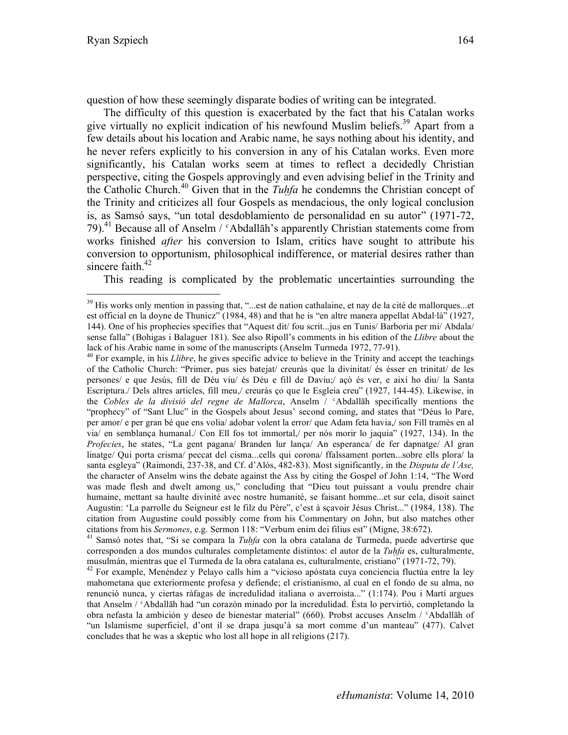question of how these seemingly disparate bodies of writing can be integrated.

The difficulty of this question is exacerbated by the fact that his Catalan works give virtually no explicit indication of his newfound Muslim beliefs.[39] Apart from a few details about his location and Arabic name, he says nothing about his identity, and he never refers explicitly to his conversion in any of his Catalan works. Even more significantly, his Catalan works seem at times to reflect a decidedly Christian perspective, citing the Gospels approvingly and even advising belief in the Trinity and the Catholic Church.[40] Given that in the *Tuḥfa* he condemns the Christian concept of the Trinity and criticizes all four Gospels as mendacious, the only logical conclusion is, as Samsó says, "un total desdoblamiento de personalidad en su autor" (1971-72, 79).[41] Because all of Anselm / ᶜAbdallāh's apparently Christian statements come from works finished *after* his conversion to Islam, critics have sought to attribute his conversion to opportunism, philosophical indifference, or material desires rather than sincere faith.[42]

This reading is complicated by the problematic uncertainties surrounding the

---

[39] His works only mention in passing that, "...est de nation cathalaine, et nay de la cité de mallorques...et est official en la doyne de Thunicz" (1984, 48) and that he is "en altre manera appellat Abdal·là" (1927, 144). One of his prophecies specifies that "Aquest dit/ fou scrit...jus en Tunis/ Barboria per mi/ Abdala/ sense falla" (Bohigas i Balaguer 181). See also Ripoll's comments in his edition of the *Llibre* about the lack of his Arabic name in some of the manuscripts (Anselm Turmeda 1972, 77-91).

[40] For example, in his *Llibre*, he gives specific advice to believe in the Trinity and accept the teachings of the Catholic Church: "Primer, pus sies batejat/ creuràs que la divinitat/ és ésser en trinitat/ de les persones/ e que Jesús, fill de Déu viu/ és Déu e fill de Daviu;/ açò és ver, e així ho diu/ la Santa Escriptura./ Dels altres articles, fill meu,/ creuràs ço que le Esgleia creu" (1927, 144-45). Likewise, in the *Cobles de la divisió del regne de Mallorca*, Anselm / ᶜAbdallāh specifically mentions the "prophecy" of "Sant Lluc" in the Gospels about Jesus' second coming, and states that "Déus lo Pare, per amor/ e per gran bé que ens volia/ adobar volent la error/ que Adam feta havia,/ son Fill tramès en al via/ en semblança humanal./ Con Ell fos tot immortal,/ per nós morir lo jaquia" (1927, 134). In the *Profecies*, he states, "La gent pagana/ Branden lur lança/ An esperanca/ de fer dapnatge/ Al gran linatge/ Qui porta crisma/ peccat del cisma...cells qui corona/ ffalssament porten...sobre ells plora/ la santa esgleya" (Raimondi, 237-38, and Cf. d'Alós, 482-83). Most significantly, in the *Disputa de l'Ase,* the character of Anselm wins the debate against the Ass by citing the Gospel of John 1:14, "The Word was made flesh and dwelt among us," concluding that "Dieu tout puissant a voulu prendre chair humaine, mettant sa haulte divinité avec nostre humanité, se faisant homme...et sur cela, disoit sainct Augustin: 'La parrolle du Seigneur est le filz du Père", c'est à sçavoir Jésus Christ..." (1984, 138). The citation from Augustine could possibly come from his Commentary on John, but also matches other citations from his *Sermones*, e.g. Sermon 118: "Verbum enim dei filius est" (Migne, 38:672).

[41] Samsó notes that, "Si se compara la *Tuḥfa* con la obra catalana de Turmeda, puede advertirse que corresponden a dos mundos culturales completamente distintos: el autor de la *Tuḥfa* es, culturalmente, musulmán, mientras que el Turmeda de la obra catalana es, culturalmente, cristiano" (1971-72, 79).

[42] For example, Menéndez y Pelayo calls him a "vicioso apóstata cuya conciencia fluctúa entre la ley mahometana que exteriormente profesa y defiende; el cristianismo, al cual en el fondo de su alma, no renunció nunca, y ciertas ráfagas de incredulidad italiana o averroista..." (1:174). Pou i Martí argues that Anselm / ᶜAbdallāh had "un corazón minado por la incredulidad. Ésta lo pervirtió, completando la obra nefasta la ambición y deseo de bienestar material" (660). Probst accuses Anselm / ᶜAbdallāh of "un Islamisme superficiel, d'ont il se drapa jusqu'à sa mort comme d'un manteau" (477). Calvet concludes that he was a skeptic who lost all hope in all religions (217).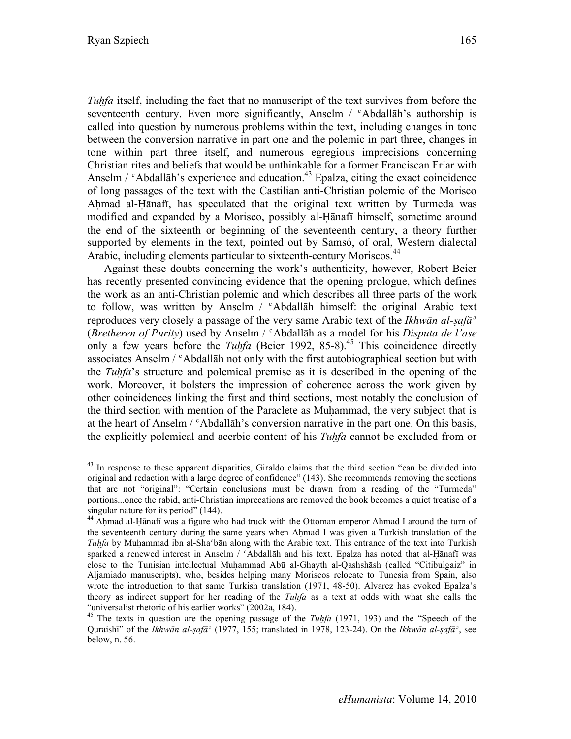*Tuḥfa* itself, including the fact that no manuscript of the text survives from before the seventeenth century. Even more significantly, Anselm / ᶜAbdallāh's authorship is called into question by numerous problems within the text, including changes in tone between the conversion narrative in part one and the polemic in part three, changes in tone within part three itself, and numerous egregious imprecisions concerning Christian rites and beliefs that would be unthinkable for a former Franciscan Friar with Anselm / ᶜAbdallāh's experience and education.[43] Epalza, citing the exact coincidence of long passages of the text with the Castilian anti-Christian polemic of the Morisco Aḥmad al-Ḥānafī, has speculated that the original text written by Turmeda was modified and expanded by a Morisco, possibly al-Ḥānafī himself, sometime around the end of the sixteenth or beginning of the seventeenth century, a theory further supported by elements in the text, pointed out by Samsó, of oral, Western dialectal Arabic, including elements particular to sixteenth-century Moriscos.[44]

Against these doubts concerning the work's authenticity, however, Robert Beier has recently presented convincing evidence that the opening prologue, which defines the work as an anti-Christian polemic and which describes all three parts of the work to follow, was written by Anselm / ᶜAbdallāh himself: the original Arabic text reproduces very closely a passage of the very same Arabic text of the *Ikhwān al-ṣafāʾ* (*Bretheren of Purity*) used by Anselm / ᶜAbdallāh as a model for his *Disputa de l'ase* only a few years before the *Tuḥfa* (Beier 1992, 85-8).[45] This coincidence directly associates Anselm / ᶜAbdallāh not only with the first autobiographical section but with the *Tuḥfa*'s structure and polemical premise as it is described in the opening of the work. Moreover, it bolsters the impression of coherence across the work given by other coincidences linking the first and third sections, most notably the conclusion of the third section with mention of the Paraclete as Muḥammad, the very subject that is at the heart of Anselm / ᶜAbdallāh's conversion narrative in the part one. On this basis, the explicitly polemical and acerbic content of his *Tuḥfa* cannot be excluded from or

---

[43] In response to these apparent disparities, Giraldo claims that the third section "can be divided into original and redaction with a large degree of confidence" (143). She recommends removing the sections that are not "original": "Certain conclusions must be drawn from a reading of the "Turmeda" portions...once the rabid, anti-Christian imprecations are removed the book becomes a quiet treatise of a singular nature for its period" (144).

[44] Aḥmad al-Ḥānafī was a figure who had truck with the Ottoman emperor Aḥmad I around the turn of the seventeenth century during the same years when Aḥmad I was given a Turkish translation of the *Tuḥfa* by Muḥammad ibn al-Shaᶜbān along with the Arabic text. This entrance of the text into Turkish sparked a renewed interest in Anselm / ᶜAbdallāh and his text. Epalza has noted that al-Ḥānafī was close to the Tunisian intellectual Muḥammad Abū al-Ghayth al-Qashshāsh (called "Citibulgaiz" in Aljamiado manuscripts), who, besides helping many Moriscos relocate to Tunesia from Spain, also wrote the introduction to that same Turkish translation (1971, 48-50). Alvarez has evoked Epalza's theory as indirect support for her reading of the *Tuḥfa* as a text at odds with what she calls the "universalist rhetoric of his earlier works" (2002a, 184).

[45] The texts in question are the opening passage of the *Tuḥfa* (1971, 193) and the "Speech of the Quraishī" of the *Ikhwān al-ṣafāʾ* (1977, 155; translated in 1978, 123-24). On the *Ikhwān al-ṣafāʾ*, see below, n. 56.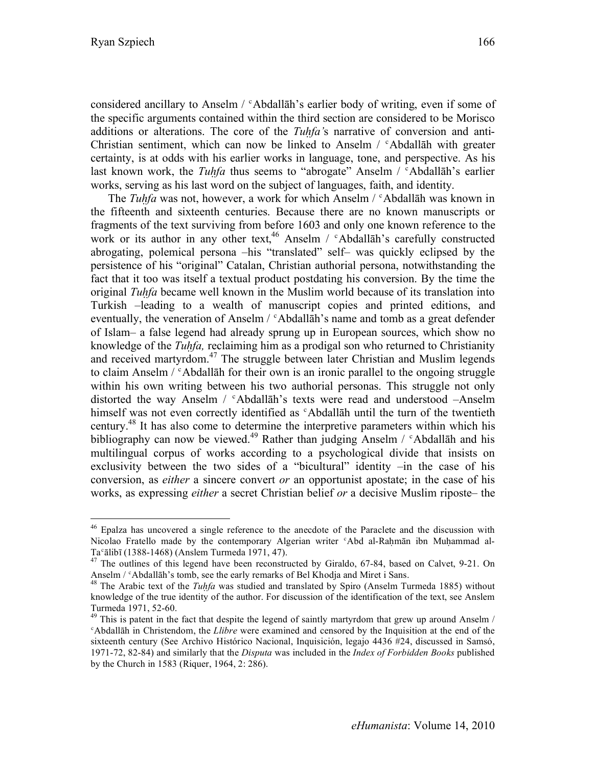considered ancillary to Anselm / ᶜAbdallāh's earlier body of writing, even if some of the specific arguments contained within the third section are considered to be Morisco additions or alterations. The core of the *Tuḥfa'*s narrative of conversion and anti-Christian sentiment, which can now be linked to Anselm / ᶜAbdallāh with greater certainty, is at odds with his earlier works in language, tone, and perspective. As his last known work, the *Tuḥfa* thus seems to "abrogate" Anselm / ᶜAbdallāh's earlier works, serving as his last word on the subject of languages, faith, and identity.

The *Tuḥfa* was not, however, a work for which Anselm / ᶜAbdallāh was known in the fifteenth and sixteenth centuries. Because there are no known manuscripts or fragments of the text surviving from before 1603 and only one known reference to the work or its author in any other text,[46] Anselm / ᶜAbdallāh's carefully constructed abrogating, polemical persona –his "translated" self– was quickly eclipsed by the persistence of his "original" Catalan, Christian authorial persona, notwithstanding the fact that it too was itself a textual product postdating his conversion. By the time the original *Tuḥfa* became well known in the Muslim world because of its translation into Turkish –leading to a wealth of manuscript copies and printed editions, and eventually, the veneration of Anselm / ᶜAbdallāh's name and tomb as a great defender of Islam– a false legend had already sprung up in European sources, which show no knowledge of the *Tuḥfa,* reclaiming him as a prodigal son who returned to Christianity and received martyrdom.[47] The struggle between later Christian and Muslim legends to claim Anselm / ᶜAbdallāh for their own is an ironic parallel to the ongoing struggle within his own writing between his two authorial personas. This struggle not only distorted the way Anselm / ᶜAbdallāh's texts were read and understood –Anselm himself was not even correctly identified as ᶜAbdallāh until the turn of the twentieth century.[48] It has also come to determine the interpretive parameters within which his bibliography can now be viewed.[49] Rather than judging Anselm / ᶜAbdallāh and his multilingual corpus of works according to a psychological divide that insists on exclusivity between the two sides of a "bicultural" identity –in the case of his conversion, as *either* a sincere convert *or* an opportunist apostate; in the case of his works, as expressing *either* a secret Christian belief *or* a decisive Muslim riposte– the

---

[46] Epalza has uncovered a single reference to the anecdote of the Paraclete and the discussion with Nicolao Fratello made by the contemporary Algerian writer ᶜAbd al-Raḥmān ibn Muḥammad al-Taᶜālibī (1388-1468) (Anslem Turmeda 1971, 47).

[47] The outlines of this legend have been reconstructed by Giraldo, 67-84, based on Calvet, 9-21. On Anselm / ᶜAbdallāh's tomb, see the early remarks of Bel Khodja and Miret i Sans.

[48] The Arabic text of the *Tuḥfa* was studied and translated by Spiro (Anselm Turmeda 1885) without knowledge of the true identity of the author. For discussion of the identification of the text, see Anslem Turmeda 1971, 52-60.

[49] This is patent in the fact that despite the legend of saintly martyrdom that grew up around Anselm / ᶜAbdallāh in Christendom, the *Llibre* were examined and censored by the Inquisition at the end of the sixteenth century (See Archivo Histórico Nacional, Inquisición, legajo 4436 #24, discussed in Samsó, 1971-72, 82-84) and similarly that the *Disputa* was included in the *Index of Forbidden Books* published by the Church in 1583 (Riquer, 1964, 2: 286).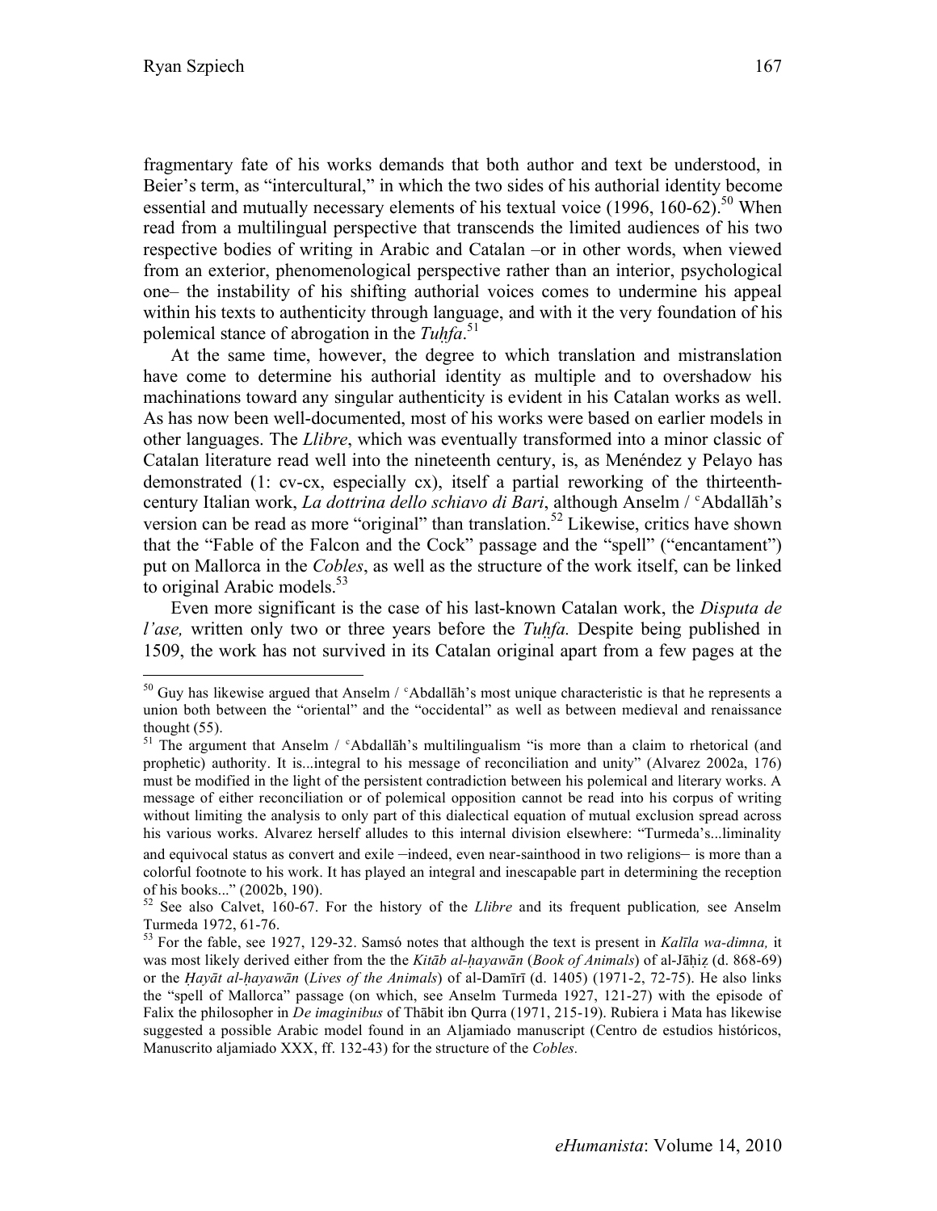fragmentary fate of his works demands that both author and text be understood, in Beier's term, as "intercultural," in which the two sides of his authorial identity become essential and mutually necessary elements of his textual voice (1996, 160-62).[50] When read from a multilingual perspective that transcends the limited audiences of his two respective bodies of writing in Arabic and Catalan –or in other words, when viewed from an exterior, phenomenological perspective rather than an interior, psychological one– the instability of his shifting authorial voices comes to undermine his appeal within his texts to authenticity through language, and with it the very foundation of his polemical stance of abrogation in the *Tuḥfa*.[51]

At the same time, however, the degree to which translation and mistranslation have come to determine his authorial identity as multiple and to overshadow his machinations toward any singular authenticity is evident in his Catalan works as well. As has now been well-documented, most of his works were based on earlier models in other languages. The *Llibre*, which was eventually transformed into a minor classic of Catalan literature read well into the nineteenth century, is, as Menéndez y Pelayo has demonstrated (1: cv-cx, especially cx), itself a partial reworking of the thirteenth-century Italian work, *La dottrina dello schiavo di Bari*, although Anselm / ᶜAbdallāh's version can be read as more "original" than translation.[52] Likewise, critics have shown that the "Fable of the Falcon and the Cock" passage and the "spell" ("encantament") put on Mallorca in the *Cobles*, as well as the structure of the work itself, can be linked to original Arabic models.[53]

Even more significant is the case of his last-known Catalan work, the *Disputa de l'ase,* written only two or three years before the *Tuḥfa.* Despite being published in 1509, the work has not survived in its Catalan original apart from a few pages at the

---

[50] Guy has likewise argued that Anselm / ᶜAbdallāh's most unique characteristic is that he represents a union both between the "oriental" and the "occidental" as well as between medieval and renaissance thought (55).

[51] The argument that Anselm / ᶜAbdallāh's multilingualism "is more than a claim to rhetorical (and prophetic) authority. It is...integral to his message of reconciliation and unity" (Alvarez 2002a, 176) must be modified in the light of the persistent contradiction between his polemical and literary works. A message of either reconciliation or of polemical opposition cannot be read into his corpus of writing without limiting the analysis to only part of this dialectical equation of mutual exclusion spread across his various works. Alvarez herself alludes to this internal division elsewhere: "Turmeda's...liminality and equivocal status as convert and exile –indeed, even near-sainthood in two religions– is more than a colorful footnote to his work. It has played an integral and inescapable part in determining the reception of his books..." (2002b, 190).

[52] See also Calvet, 160-67. For the history of the *Llibre* and its frequent publication*,* see Anselm Turmeda 1972, 61-76.

[53] For the fable, see 1927, 129-32. Samsó notes that although the text is present in *Kalīla wa-dimna,* it was most likely derived either from the the *Kitāb al-ḥayawān* (*Book of Animals*) of al-Jāḥiẓ (d. 868-69) or the *Ḥayāt al-ḥayawān* (*Lives of the Animals*) of al-Damīrī (d. 1405) (1971-2, 72-75). He also links the "spell of Mallorca" passage (on which, see Anselm Turmeda 1927, 121-27) with the episode of Falix the philosopher in *De imaginibus* of Thābit ibn Qurra (1971, 215-19). Rubiera i Mata has likewise suggested a possible Arabic model found in an Aljamiado manuscript (Centro de estudios históricos, Manuscrito aljamiado XXX, ff. 132-43) for the structure of the *Cobles.*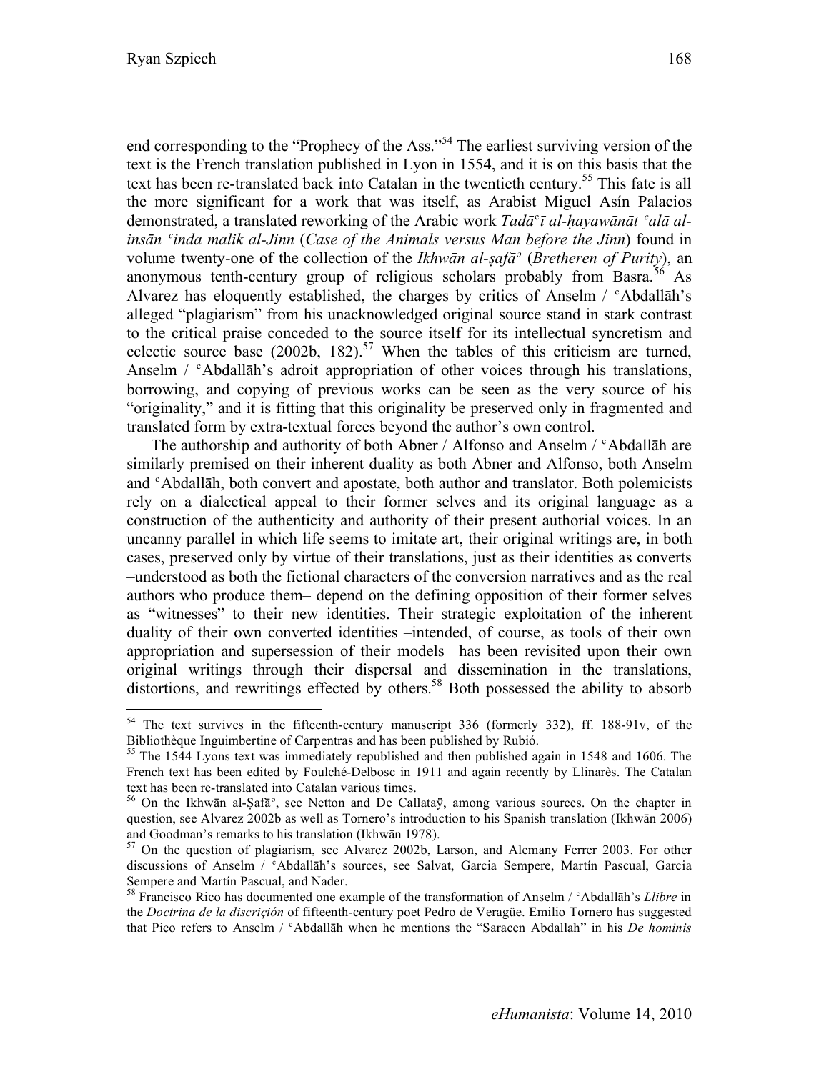end corresponding to the "Prophecy of the Ass."[54] The earliest surviving version of the text is the French translation published in Lyon in 1554, and it is on this basis that the text has been re-translated back into Catalan in the twentieth century.[55] This fate is all the more significant for a work that was itself, as Arabist Miguel Asín Palacios demonstrated, a translated reworking of the Arabic work *Tadāᶜī al-ḥayawānāt ᶜalā al-insān ᶜinda malik al-Jinn* (*Case of the Animals versus Man before the Jinn*) found in volume twenty-one of the collection of the *Ikhwān al-ṣafāᵓ* (*Bretheren of Purity*), an anonymous tenth-century group of religious scholars probably from Basra.[56] As Alvarez has eloquently established, the charges by critics of Anselm / ᶜAbdallāh's alleged "plagiarism" from his unacknowledged original source stand in stark contrast to the critical praise conceded to the source itself for its intellectual syncretism and eclectic source base (2002b, 182).[57] When the tables of this criticism are turned, Anselm / ᶜAbdallāh's adroit appropriation of other voices through his translations, borrowing, and copying of previous works can be seen as the very source of his "originality," and it is fitting that this originality be preserved only in fragmented and translated form by extra-textual forces beyond the author's own control.

The authorship and authority of both Abner / Alfonso and Anselm / ᶜAbdallāh are similarly premised on their inherent duality as both Abner and Alfonso, both Anselm and ᶜAbdallāh, both convert and apostate, both author and translator. Both polemicists rely on a dialectical appeal to their former selves and its original language as a construction of the authenticity and authority of their present authorial voices. In an uncanny parallel in which life seems to imitate art, their original writings are, in both cases, preserved only by virtue of their translations, just as their identities as converts –understood as both the fictional characters of the conversion narratives and as the real authors who produce them– depend on the defining opposition of their former selves as "witnesses" to their new identities. Their strategic exploitation of the inherent duality of their own converted identities –intended, of course, as tools of their own appropriation and supersession of their models– has been revisited upon their own original writings through their dispersal and dissemination in the translations, distortions, and rewritings effected by others.[58] Both possessed the ability to absorb

---

[54] The text survives in the fifteenth-century manuscript 336 (formerly 332), ff. 188-91v, of the Bibliothèque Inguimbertine of Carpentras and has been published by Rubió.

[55] The 1544 Lyons text was immediately republished and then published again in 1548 and 1606. The French text has been edited by Foulché-Delbosc in 1911 and again recently by Llinarès. The Catalan text has been re-translated into Catalan various times.

[56] On the Ikhwān al-Ṣafāᵓ, see Netton and De Callataÿ, among various sources. On the chapter in question, see Alvarez 2002b as well as Tornero's introduction to his Spanish translation (Ikhwān 2006) and Goodman's remarks to his translation (Ikhwān 1978).

[57] On the question of plagiarism, see Alvarez 2002b, Larson, and Alemany Ferrer 2003. For other discussions of Anselm / ᶜAbdallāh's sources, see Salvat, Garcia Sempere, Martín Pascual, Garcia Sempere and Martín Pascual, and Nader.

[58] Francisco Rico has documented one example of the transformation of Anselm / ᶜAbdallāh's *Llibre* in the *Doctrina de la discriçión* of fifteenth-century poet Pedro de Veragüe. Emilio Tornero has suggested that Pico refers to Anselm / ᶜAbdallāh when he mentions the "Saracen Abdallah" in his *De hominis*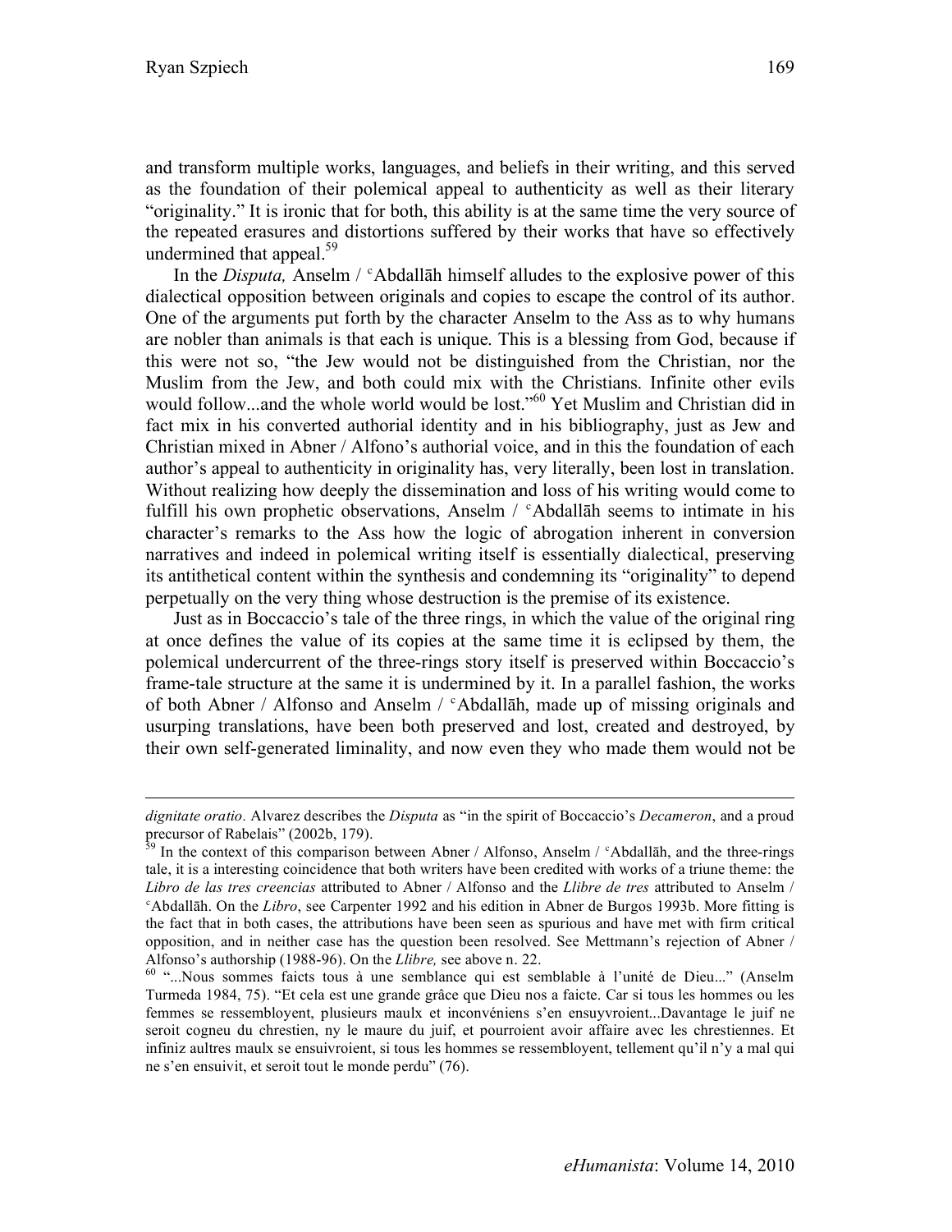and transform multiple works, languages, and beliefs in their writing, and this served as the foundation of their polemical appeal to authenticity as well as their literary "originality." It is ironic that for both, this ability is at the same time the very source of the repeated erasures and distortions suffered by their works that have so effectively undermined that appeal.[59]

In the *Disputa,* Anselm / ᶜAbdallāh himself alludes to the explosive power of this dialectical opposition between originals and copies to escape the control of its author. One of the arguments put forth by the character Anselm to the Ass as to why humans are nobler than animals is that each is unique. This is a blessing from God, because if this were not so, "the Jew would not be distinguished from the Christian, nor the Muslim from the Jew, and both could mix with the Christians. Infinite other evils would follow...and the whole world would be lost."[60] Yet Muslim and Christian did in fact mix in his converted authorial identity and in his bibliography, just as Jew and Christian mixed in Abner / Alfono's authorial voice, and in this the foundation of each author's appeal to authenticity in originality has, very literally, been lost in translation. Without realizing how deeply the dissemination and loss of his writing would come to fulfill his own prophetic observations, Anselm / ᶜAbdallāh seems to intimate in his character's remarks to the Ass how the logic of abrogation inherent in conversion narratives and indeed in polemical writing itself is essentially dialectical, preserving its antithetical content within the synthesis and condemning its "originality" to depend perpetually on the very thing whose destruction is the premise of its existence.

Just as in Boccaccio's tale of the three rings, in which the value of the original ring at once defines the value of its copies at the same time it is eclipsed by them, the polemical undercurrent of the three-rings story itself is preserved within Boccaccio's frame-tale structure at the same it is undermined by it. In a parallel fashion, the works of both Abner / Alfonso and Anselm / ᶜAbdallāh, made up of missing originals and usurping translations, have been both preserved and lost, created and destroyed, by their own self-generated liminality, and now even they who made them would not be

---

*dignitate oratio*. Alvarez describes the *Disputa* as "in the spirit of Boccaccio's *Decameron*, and a proud precursor of Rabelais" (2002b, 179).

[59] In the context of this comparison between Abner / Alfonso, Anselm / ᶜAbdallāh, and the three-rings tale, it is a interesting coincidence that both writers have been credited with works of a triune theme: the *Libro de las tres creencias* attributed to Abner / Alfonso and the *Llibre de tres* attributed to Anselm / ᶜAbdallāh. On the *Libro*, see Carpenter 1992 and his edition in Abner de Burgos 1993b. More fitting is the fact that in both cases, the attributions have been seen as spurious and have met with firm critical opposition, and in neither case has the question been resolved. See Mettmann's rejection of Abner / Alfonso's authorship (1988-96). On the *Llibre,* see above n. 22.

[60] "...Nous sommes faicts tous à une semblance qui est semblable à l'unité de Dieu..." (Anselm Turmeda 1984, 75). "Et cela est une grande grâce que Dieu nos a faicte. Car si tous les hommes ou les femmes se ressembloyent, plusieurs maulx et inconvéniens s'en ensuyvroient...Davantage le juif ne seroit cogneu du chrestien, ny le maure du juif, et pourroient avoir affaire avec les chrestiennes. Et infiniz aultres maulx se ensuivroient, si tous les hommes se ressembloyent, tellement qu'il n'y a mal qui ne s'en ensuivit, et seroit tout le monde perdu" (76).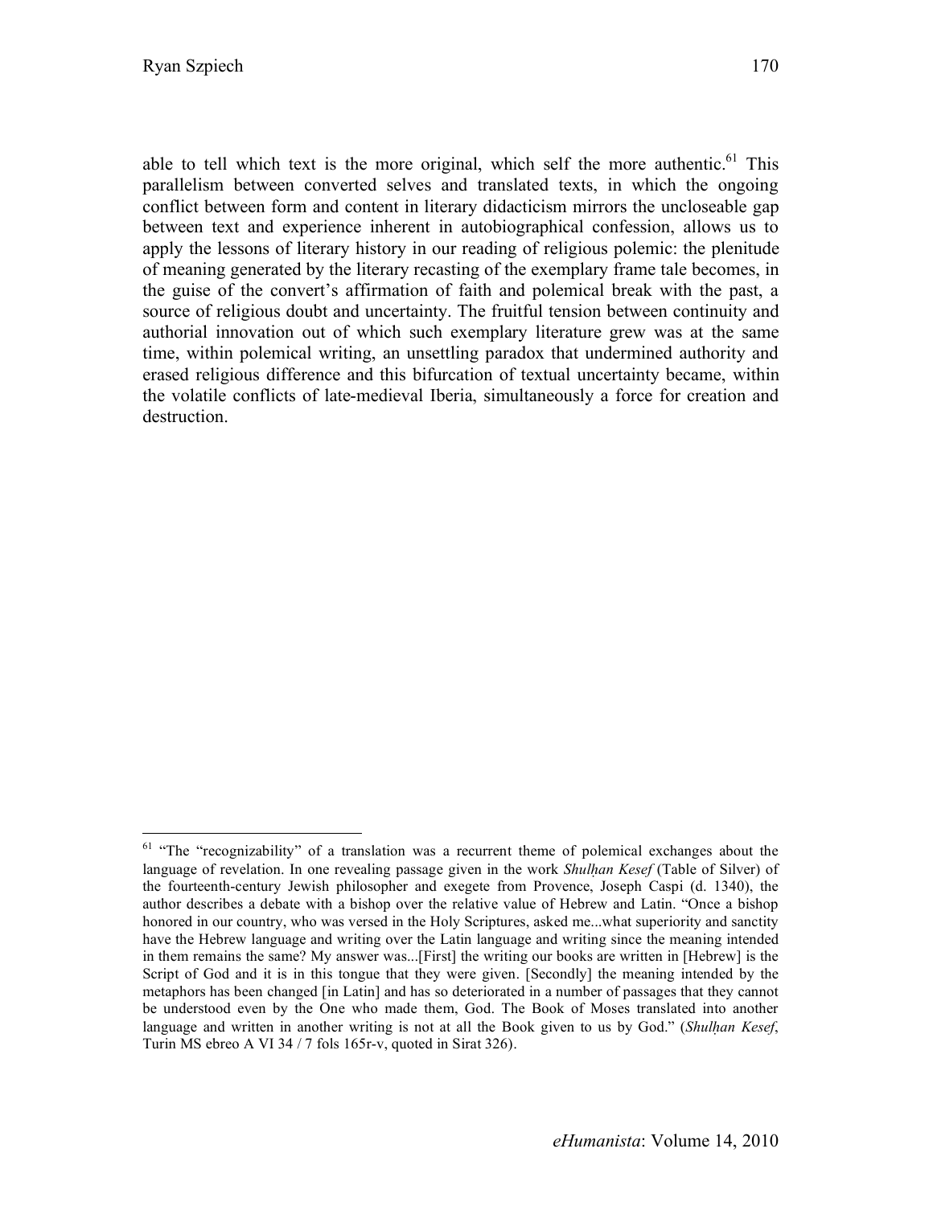able to tell which text is the more original, which self the more authentic.[61] This parallelism between converted selves and translated texts, in which the ongoing conflict between form and content in literary didacticism mirrors the uncloseable gap between text and experience inherent in autobiographical confession, allows us to apply the lessons of literary history in our reading of religious polemic: the plenitude of meaning generated by the literary recasting of the exemplary frame tale becomes, in the guise of the convert's affirmation of faith and polemical break with the past, a source of religious doubt and uncertainty. The fruitful tension between continuity and authorial innovation out of which such exemplary literature grew was at the same time, within polemical writing, an unsettling paradox that undermined authority and erased religious difference and this bifurcation of textual uncertainty became, within the volatile conflicts of late-medieval Iberia, simultaneously a force for creation and destruction.

---

[61] "The "recognizability" of a translation was a recurrent theme of polemical exchanges about the language of revelation. In one revealing passage given in the work *Shulḥan Kesef* (Table of Silver) of the fourteenth-century Jewish philosopher and exegete from Provence, Joseph Caspi (d. 1340), the author describes a debate with a bishop over the relative value of Hebrew and Latin. "Once a bishop honored in our country, who was versed in the Holy Scriptures, asked me...what superiority and sanctity have the Hebrew language and writing over the Latin language and writing since the meaning intended in them remains the same? My answer was...[First] the writing our books are written in [Hebrew] is the Script of God and it is in this tongue that they were given. [Secondly] the meaning intended by the metaphors has been changed [in Latin] and has so deteriorated in a number of passages that they cannot be understood even by the One who made them, God. The Book of Moses translated into another language and written in another writing is not at all the Book given to us by God." (*Shulḥan Kesef*, Turin MS ebreo A VI 34 / 7 fols 165r-v, quoted in Sirat 326).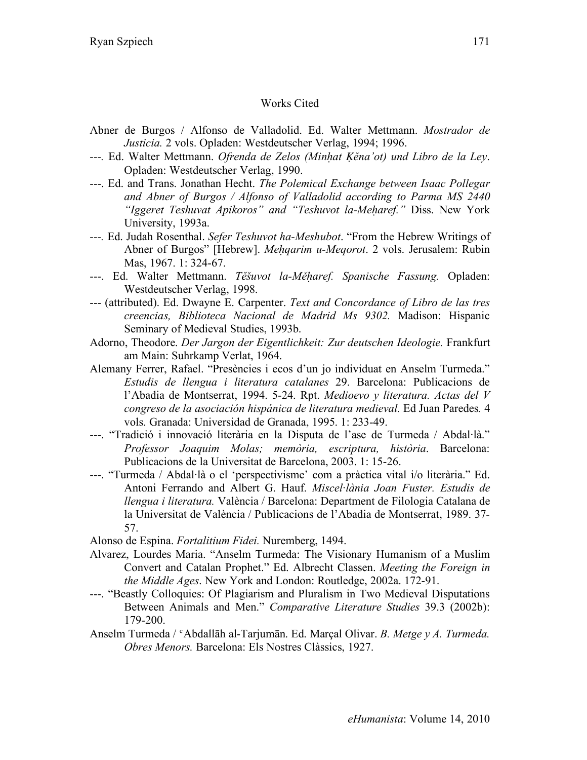## Works Cited

Abner de Burgos / Alfonso de Valladolid. Ed. Walter Mettmann. *Mostrador de Justicia.* 2 vols. Opladen: Westdeutscher Verlag, 1994; 1996.

---. Ed. Walter Mettmann. *Ofrenda de Zelos (Minḥat Ḳĕna'ot) und Libro de la Ley*. Opladen: Westdeutscher Verlag, 1990.

---. Ed. and Trans. Jonathan Hecht. *The Polemical Exchange between Isaac Pollegar and Abner of Burgos / Alfonso of Valladolid according to Parma MS 2440 "Iggeret Teshuvat Apikoros" and "Teshuvot la-Meḥaref."* Diss. New York University, 1993a.

---. Ed. Judah Rosenthal. *Sefer Teshuvot ha-Meshubot*. "From the Hebrew Writings of Abner of Burgos" [Hebrew]. *Meḥqarim u-Meqorot*. 2 vols. Jerusalem: Rubin Mas, 1967. 1: 324-67.

---. Ed. Walter Mettmann. *Tĕšuvot la-Mĕḥaref. Spanische Fassung.* Opladen: Westdeutscher Verlag, 1998.

--- (attributed). Ed. Dwayne E. Carpenter. *Text and Concordance of Libro de las tres creencias, Biblioteca Nacional de Madrid Ms 9302.* Madison: Hispanic Seminary of Medieval Studies, 1993b.

Adorno, Theodore. *Der Jargon der Eigentlichkeit: Zur deutschen Ideologie.* Frankfurt am Main: Suhrkamp Verlat, 1964.

Alemany Ferrer, Rafael. "Presències i ecos d'un jo individuat en Anselm Turmeda." *Estudis de llengua i literatura catalanes* 29. Barcelona: Publicacions de l'Abadia de Montserrat, 1994. 5-24. Rpt. *Medioevo y literatura. Actas del V congreso de la asociación hispánica de literatura medieval.* Ed Juan Paredes*.* 4 vols. Granada: Universidad de Granada, 1995. 1: 233-49.

---. "Tradició i innovació literària en la Disputa de l'ase de Turmeda / Abdal·là." *Professor Joaquim Molas; memòria, escriptura, història*. Barcelona: Publicacions de la Universitat de Barcelona, 2003. 1: 15-26.

---. "Turmeda / Abdal·là o el 'perspectivisme' com a pràctica vital i/o literària." Ed. Antoni Ferrando and Albert G. Hauf. *Miscel·lània Joan Fuster. Estudis de llengua i literatura.* València / Barcelona: Department de Filologia Catalana de la Universitat de València / Publicacions de l'Abadia de Montserrat, 1989. 37-57.

Alonso de Espina. *Fortalitium Fidei.* Nuremberg, 1494.

Alvarez, Lourdes Maria. "Anselm Turmeda: The Visionary Humanism of a Muslim Convert and Catalan Prophet." Ed. Albrecht Classen. *Meeting the Foreign in the Middle Ages*. New York and London: Routledge, 2002a. 172-91.

---. "Beastly Colloquies: Of Plagiarism and Pluralism in Two Medieval Disputations Between Animals and Men." *Comparative Literature Studies* 39.3 (2002b): 179-200.

Anselm Turmeda / ᶜAbdallāh al-Tarjumān. Ed. Marçal Olivar. *B. Metge y A. Turmeda. Obres Menors.* Barcelona: Els Nostres Clàssics, 1927.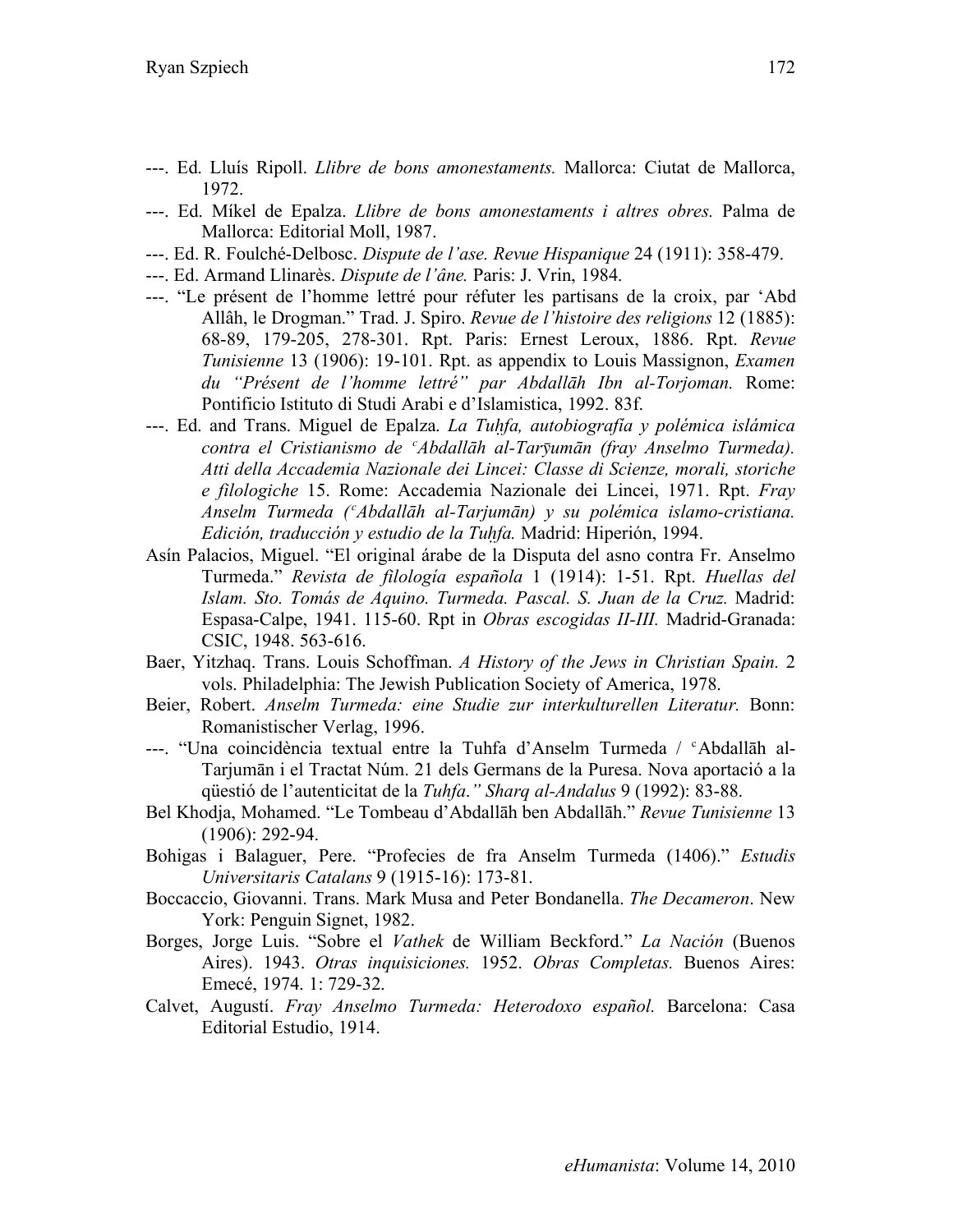---. Ed. Lluís Ripoll. *Llibre de bons amonestaments.* Mallorca: Ciutat de Mallorca, 1972.

---. Ed. Míkel de Epalza. *Llibre de bons amonestaments i altres obres.* Palma de Mallorca: Editorial Moll, 1987.

---. Ed. R. Foulché-Delbosc. *Dispute de l'ase. Revue Hispanique* 24 (1911): 358-479.

---. Ed. Armand Llinarès. *Dispute de l'âne.* Paris: J. Vrin, 1984.

---. "Le présent de l'homme lettré pour réfuter les partisans de la croix, par 'Abd Allâh, le Drogman." Trad. J. Spiro. *Revue de l'histoire des religions* 12 (1885): 68-89, 179-205, 278-301. Rpt. Paris: Ernest Leroux, 1886. Rpt. *Revue Tunisienne* 13 (1906): 19-101. Rpt. as appendix to Louis Massignon, *Examen du "Présent de l'homme lettré" par Abdallāh Ibn al-Torjoman.* Rome: Pontificio Istituto di Studi Arabi e d'Islamistica, 1992. 83f.

---. Ed. and Trans. Miguel de Epalza. *La Tuḥfa, autobiografía y polémica islámica contra el Cristianismo de ᶜAbdallāh al-Tarȳumān (fray Anselmo Turmeda). Atti della Accademia Nazionale dei Lincei: Classe di Scienze, morali, storiche e filologiche* 15. Rome: Accademia Nazionale dei Lincei, 1971. Rpt. *Fray Anselm Turmeda (ᶜAbdallāh al-Tarjumān) y su polémica islamo-cristiana. Edición, traducción y estudio de la Tuḥfa.* Madrid: Hiperión, 1994.

Asín Palacios, Miguel. "El original árabe de la Disputa del asno contra Fr. Anselmo Turmeda." *Revista de filología española* 1 (1914): 1-51. Rpt. *Huellas del Islam. Sto. Tomás de Aquino. Turmeda. Pascal. S. Juan de la Cruz.* Madrid: Espasa-Calpe, 1941. 115-60. Rpt in *Obras escogidas II-III.* Madrid-Granada: CSIC, 1948. 563-616.

Baer, Yitzhaq. Trans. Louis Schoffman. *A History of the Jews in Christian Spain.* 2 vols. Philadelphia: The Jewish Publication Society of America, 1978.

Beier, Robert. *Anselm Turmeda: eine Studie zur interkulturellen Literatur.* Bonn: Romanistischer Verlag, 1996.

---. "Una coincidència textual entre la Tuhfa d'Anselm Turmeda / ᶜAbdallāh al-Tarjumān i el Tractat Núm. 21 dels Germans de la Puresa. Nova aportació a la qüestió de l'autenticitat de la *Tuhfa*." *Sharq al-Andalus* 9 (1992): 83-88.

Bel Khodja, Mohamed. "Le Tombeau d'Abdallāh ben Abdallāh." *Revue Tunisienne* 13 (1906): 292-94.

Bohigas i Balaguer, Pere. "Profecies de fra Anselm Turmeda (1406)." *Estudis Universitaris Catalans* 9 (1915-16): 173-81.

Boccaccio, Giovanni. Trans. Mark Musa and Peter Bondanella. *The Decameron*. New York: Penguin Signet, 1982.

Borges, Jorge Luis. "Sobre el *Vathek* de William Beckford." *La Nación* (Buenos Aires). 1943. *Otras inquisiciones.* 1952. *Obras Completas.* Buenos Aires: Emecé, 1974. 1: 729-32.

Calvet, Augustí. *Fray Anselmo Turmeda: Heterodoxo español.* Barcelona: Casa Editorial Estudio, 1914.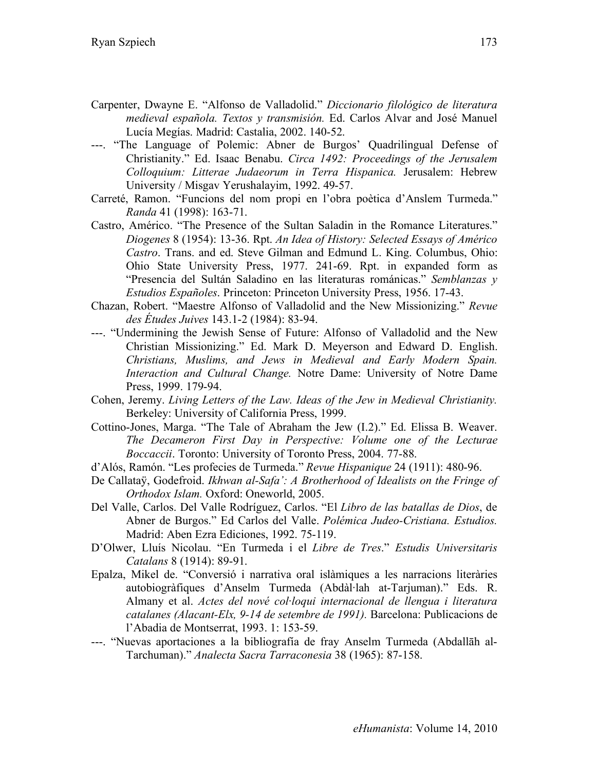Carpenter, Dwayne E. “Alfonso de Valladolid.” *Diccionario filológico de literatura medieval española. Textos y transmisión.* Ed. Carlos Alvar and José Manuel Lucía Megías. Madrid: Castalia, 2002. 140-52.

---. “The Language of Polemic: Abner de Burgos’ Quadrilingual Defense of Christianity.” Ed. Isaac Benabu. *Circa 1492: Proceedings of the Jerusalem Colloquium: Litterae Judaeorum in Terra Hispanica.* Jerusalem: Hebrew University / Misgav Yerushalayim, 1992. 49-57.

Carreté, Ramon. “Funcions del nom propi en l’obra poètica d’Anslem Turmeda.” *Randa* 41 (1998): 163-71.

Castro, Américo. “The Presence of the Sultan Saladin in the Romance Literatures.” *Diogenes* 8 (1954): 13-36. Rpt. *An Idea of History: Selected Essays of Américo Castro*. Trans. and ed. Steve Gilman and Edmund L. King. Columbus, Ohio: Ohio State University Press, 1977. 241-69. Rpt. in expanded form as “Presencia del Sultán Saladino en las literaturas románicas.” *Semblanzas y Estudios Españoles*. Princeton: Princeton University Press, 1956. 17-43.

Chazan, Robert. “Maestre Alfonso of Valladolid and the New Missionizing.” *Revue des Études Juives* 143.1-2 (1984): 83-94.

---. “Undermining the Jewish Sense of Future: Alfonso of Valladolid and the New Christian Missionizing.” Ed. Mark D. Meyerson and Edward D. English. *Christians, Muslims, and Jews in Medieval and Early Modern Spain. Interaction and Cultural Change.* Notre Dame: University of Notre Dame Press, 1999. 179-94.

Cohen, Jeremy. *Living Letters of the Law. Ideas of the Jew in Medieval Christianity.* Berkeley: University of California Press, 1999.

Cottino-Jones, Marga. “The Tale of Abraham the Jew (I.2).” Ed. Elissa B. Weaver. *The Decameron First Day in Perspective: Volume one of the Lecturae Boccaccii*. Toronto: University of Toronto Press, 2004. 77-88.

d’Alós, Ramón. “Les profecies de Turmeda.” *Revue Hispanique* 24 (1911): 480-96.

De Callataÿ, Godefroid. *Ikhwan al-Safa’: A Brotherhood of Idealists on the Fringe of Orthodox Islam.* Oxford: Oneworld, 2005.

Del Valle, Carlos. Del Valle Rodríguez, Carlos. “El *Libro de las batallas de Dios*, de Abner de Burgos.” Ed Carlos del Valle. *Polémica Judeo-Cristiana. Estudios.* Madrid: Aben Ezra Ediciones, 1992. 75-119.

D’Olwer, Lluís Nicolau. “En Turmeda i el *Libre de Tres*.” *Estudis Universitaris Catalans* 8 (1914): 89-91.

Epalza, Mikel de. “Conversió i narrativa oral islàmiques a les narracions literàries autobiogràfiques d’Anselm Turmeda (Abdàl·lah at-Tarjuman).” Eds. R. Almany et al. *Actes del nové col·loqui internacional de llengua i literatura catalanes (Alacant-Elx, 9-14 de setembre de 1991).* Barcelona: Publicacions de l’Abadia de Montserrat, 1993. 1: 153-59.

---. “Nuevas aportaciones a la bibliografía de fray Anselm Turmeda (Abdallāh al-Tarchuman).” *Analecta Sacra Tarraconesia* 38 (1965): 87-158.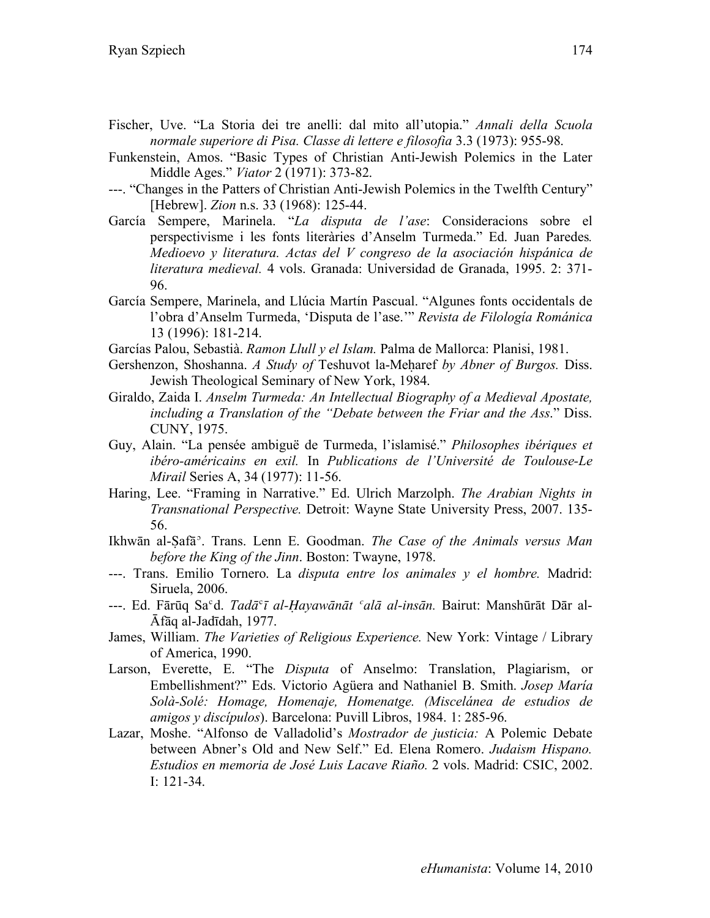Fischer, Uve. "La Storia dei tre anelli: dal mito all'utopia." *Annali della Scuola normale superiore di Pisa. Classe di lettere e filosofia* 3.3 (1973): 955-98.

Funkenstein, Amos. "Basic Types of Christian Anti-Jewish Polemics in the Later Middle Ages." *Viator* 2 (1971): 373-82.

---. "Changes in the Patters of Christian Anti-Jewish Polemics in the Twelfth Century" [Hebrew]. *Zion* n.s. 33 (1968): 125-44.

García Sempere, Marinela. "*La disputa de l'ase*: Consideracions sobre el perspectivisme i les fonts literàries d'Anselm Turmeda." Ed. Juan Paredes*. Medioevo y literatura. Actas del V congreso de la asociación hispánica de literatura medieval.* 4 vols. Granada: Universidad de Granada, 1995. 2: 371-96.

García Sempere, Marinela, and Llúcia Martín Pascual. "Algunes fonts occidentals de l'obra d'Anselm Turmeda, 'Disputa de l'ase.'" *Revista de Filología Románica* 13 (1996): 181-214.

Garcías Palou, Sebastià. *Ramon Llull y el Islam.* Palma de Mallorca: Planisi, 1981.

Gershenzon, Shoshanna. *A Study of* Teshuvot la-Meḥaref *by Abner of Burgos.* Diss. Jewish Theological Seminary of New York, 1984.

Giraldo, Zaida I. *Anselm Turmeda: An Intellectual Biography of a Medieval Apostate, including a Translation of the "Debate between the Friar and the Ass*." Diss. CUNY, 1975.

Guy, Alain. "La pensée ambiguë de Turmeda, l'islamisé." *Philosophes ibériques et ibéro-américains en exil.* In *Publications de l'Université de Toulouse-Le Mirail* Series A, 34 (1977): 11-56.

Haring, Lee. "Framing in Narrative." Ed. Ulrich Marzolph. *The Arabian Nights in Transnational Perspective.* Detroit: Wayne State University Press, 2007. 135-56.

Ikhwān al-Ṣafāʾ. Trans. Lenn E. Goodman. *The Case of the Animals versus Man before the King of the Jinn*. Boston: Twayne, 1978.

---. Trans. Emilio Tornero. La *disputa entre los animales y el hombre.* Madrid: Siruela, 2006.

---. Ed. Fārūq Saʿd. *Tadāʿī al-Ḥayawānāt ʿalā al-insān.* Bairut: Manshūrāt Dār al-Āfāq al-Jadīdah, 1977.

James, William. *The Varieties of Religious Experience.* New York: Vintage / Library of America, 1990.

Larson, Everette, E. "The *Disputa* of Anselmo: Translation, Plagiarism, or Embellishment?" Eds. Victorio Agüera and Nathaniel B. Smith. *Josep María Solà-Solé: Homage, Homenaje, Homenatge. (Miscelánea de estudios de amigos y discípulos*). Barcelona: Puvill Libros, 1984. 1: 285-96.

Lazar, Moshe. "Alfonso de Valladolid's *Mostrador de justicia:* A Polemic Debate between Abner's Old and New Self." Ed. Elena Romero. *Judaism Hispano. Estudios en memoria de José Luis Lacave Riaño.* 2 vols. Madrid: CSIC, 2002. I: 121-34.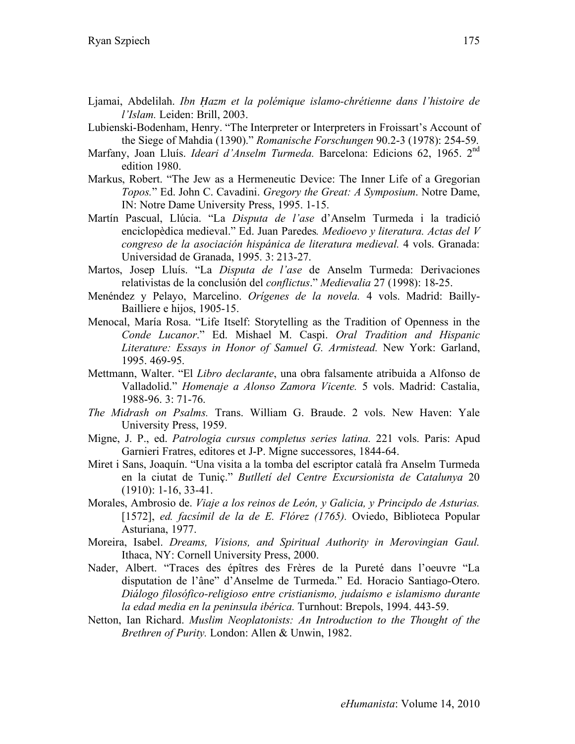Ljamai, Abdelilah. *Ibn Ḥazm et la polémique islamo-chrétienne dans l'histoire de l'Islam.* Leiden: Brill, 2003.

Lubienski-Bodenham, Henry. "The Interpreter or Interpreters in Froissart's Account of the Siege of Mahdia (1390)." *Romanische Forschungen* 90.2-3 (1978): 254-59.

Marfany, Joan Lluís. *Ideari d'Anselm Turmeda.* Barcelona: Edicions 62, 1965. 2nd edition 1980.

Markus, Robert. "The Jew as a Hermeneutic Device: The Inner Life of a Gregorian *Topos.*" Ed. John C. Cavadini. *Gregory the Great: A Symposium*. Notre Dame, IN: Notre Dame University Press, 1995. 1-15.

Martín Pascual, Llúcia. "La *Disputa de l'ase* d'Anselm Turmeda i la tradició enciclopèdica medieval." Ed. Juan Paredes*. Medioevo y literatura. Actas del V congreso de la asociación hispánica de literatura medieval.* 4 vols. Granada: Universidad de Granada, 1995. 3: 213-27.

Martos, Josep Lluís. "La *Disputa de l'ase* de Anselm Turmeda: Derivaciones relativistas de la conclusión del *conflictus*." *Medievalia* 27 (1998): 18-25.

Menéndez y Pelayo, Marcelino. *Orígenes de la novela.* 4 vols. Madrid: Bailly-Bailliere e hijos, 1905-15.

Menocal, María Rosa. "Life Itself: Storytelling as the Tradition of Openness in the *Conde Lucanor*." Ed. Mishael M. Caspi. *Oral Tradition and Hispanic Literature: Essays in Honor of Samuel G. Armistead.* New York: Garland, 1995. 469-95.

Mettmann, Walter. "El *Libro declarante*, una obra falsamente atribuida a Alfonso de Valladolid." *Homenaje a Alonso Zamora Vicente.* 5 vols. Madrid: Castalia, 1988-96. 3: 71-76.

*The Midrash on Psalms.* Trans. William G. Braude. 2 vols. New Haven: Yale University Press, 1959.

Migne, J. P., ed. *Patrologia cursus completus series latina.* 221 vols. Paris: Apud Garnieri Fratres, editores et J-P. Migne successores, 1844-64.

Miret i Sans, Joaquín. "Una visita a la tomba del escriptor català fra Anselm Turmeda en la ciutat de Tuniç." *Butlletí del Centre Excursionista de Catalunya* 20 (1910): 1-16, 33-41.

Morales, Ambrosio de. *Viaje a los reinos de León, y Galicia, y Principdo de Asturias.* [1572], *ed. facsímil de la de E. Flórez (1765).* Oviedo, Biblioteca Popular Asturiana, 1977.

Moreira, Isabel. *Dreams, Visions, and Spiritual Authority in Merovingian Gaul.* Ithaca, NY: Cornell University Press, 2000.

Nader, Albert. "Traces des épîtres des Frères de la Pureté dans l'oeuvre "La disputation de l'âne" d'Anselme de Turmeda." Ed. Horacio Santiago-Otero. *Diálogo filosófico-religioso entre cristianismo, judaísmo e islamismo durante la edad media en la peninsula ibérica.* Turnhout: Brepols, 1994. 443-59.

Netton, Ian Richard. *Muslim Neoplatonists: An Introduction to the Thought of the Brethren of Purity.* London: Allen & Unwin, 1982.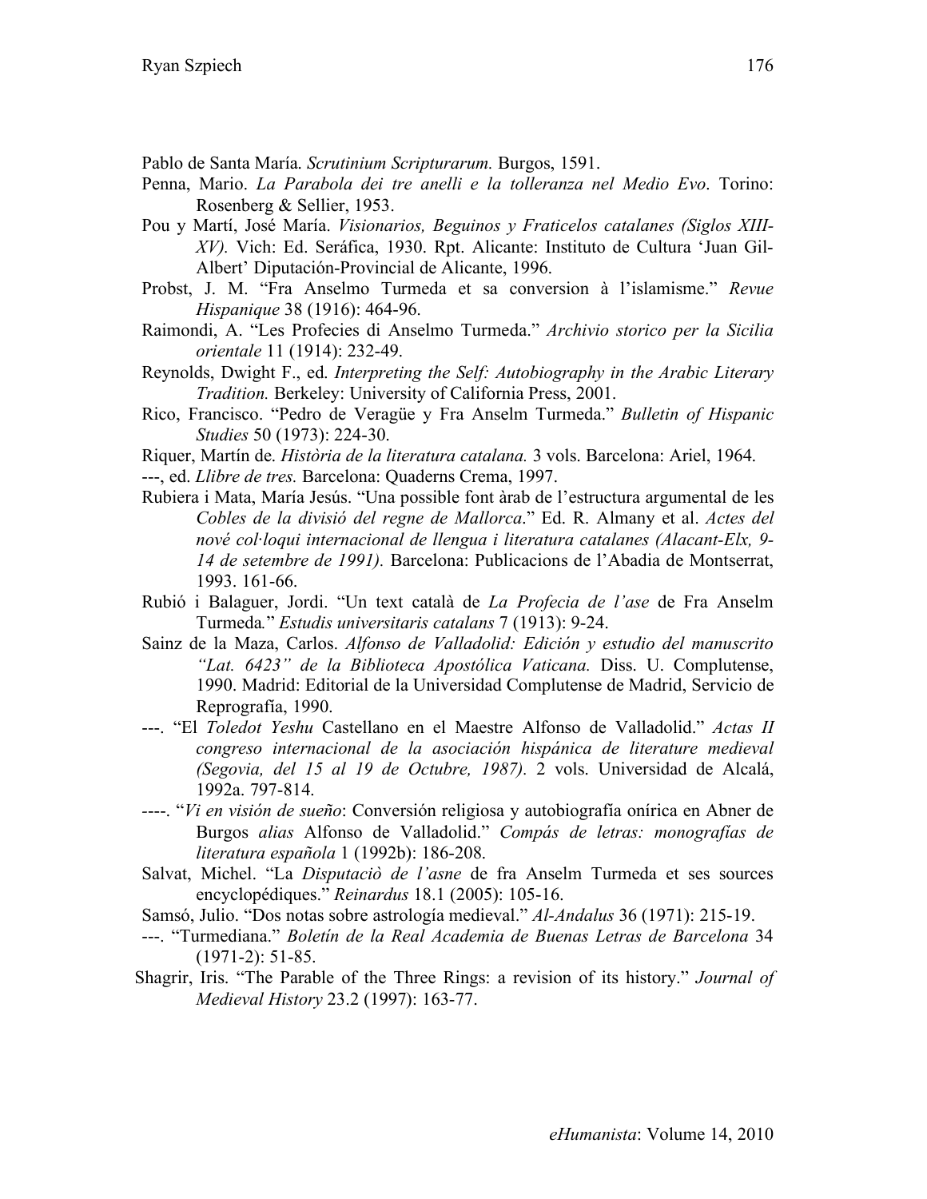Pablo de Santa María. *Scrutinium Scripturarum.* Burgos, 1591.

Penna, Mario. *La Parabola dei tre anelli e la tolleranza nel Medio Evo*. Torino: Rosenberg & Sellier, 1953.

Pou y Martí, José María. *Visionarios, Beguinos y Fraticelos catalanes (Siglos XIII-XV).* Vich: Ed. Seráfica, 1930. Rpt. Alicante: Instituto de Cultura 'Juan Gil-Albert' Diputación-Provincial de Alicante, 1996.

Probst, J. M. "Fra Anselmo Turmeda et sa conversion à l'islamisme." *Revue Hispanique* 38 (1916): 464-96.

Raimondi, A. "Les Profecies di Anselmo Turmeda." *Archivio storico per la Sicilia orientale* 11 (1914): 232-49.

Reynolds, Dwight F., ed. *Interpreting the Self: Autobiography in the Arabic Literary Tradition.* Berkeley: University of California Press, 2001.

Rico, Francisco. "Pedro de Veragüe y Fra Anselm Turmeda." *Bulletin of Hispanic Studies* 50 (1973): 224-30.

Riquer, Martín de. *Història de la literatura catalana.* 3 vols. Barcelona: Ariel, 1964.

---, ed. *Llibre de tres.* Barcelona: Quaderns Crema, 1997.

Rubiera i Mata, María Jesús. "Una possible font àrab de l'estructura argumental de les *Cobles de la divisió del regne de Mallorca*." Ed. R. Almany et al. *Actes del nové col·loqui internacional de llengua i literatura catalanes (Alacant-Elx, 9-14 de setembre de 1991).* Barcelona: Publicacions de l'Abadia de Montserrat, 1993. 161-66.

Rubió i Balaguer, Jordi. "Un text català de *La Profecia de l'ase* de Fra Anselm Turmeda*.*" *Estudis universitaris catalans* 7 (1913): 9-24.

Sainz de la Maza, Carlos. *Alfonso de Valladolid: Edición y estudio del manuscrito "Lat. 6423" de la Biblioteca Apostólica Vaticana.* Diss. U. Complutense, 1990. Madrid: Editorial de la Universidad Complutense de Madrid, Servicio de Reprografía, 1990.

---. "El *Toledot Yeshu* Castellano en el Maestre Alfonso de Valladolid." *Actas II congreso internacional de la asociación hispánica de literature medieval (Segovia, del 15 al 19 de Octubre, 1987).* 2 vols. Universidad de Alcalá, 1992a. 797-814.

----. "*Vi en visión de sueño*: Conversión religiosa y autobiografía onírica en Abner de Burgos *alias* Alfonso de Valladolid." *Compás de letras: monografías de literatura española* 1 (1992b): 186-208.

Salvat, Michel. "La *Disputaciò de l'asne* de fra Anselm Turmeda et ses sources encyclopédiques." *Reinardus* 18.1 (2005): 105-16.

Samsó, Julio. "Dos notas sobre astrología medieval." *Al-Andalus* 36 (1971): 215-19.

---. "Turmediana." *Boletín de la Real Academia de Buenas Letras de Barcelona* 34 (1971-2): 51-85.

Shagrir, Iris. "The Parable of the Three Rings: a revision of its history." *Journal of Medieval History* 23.2 (1997): 163-77.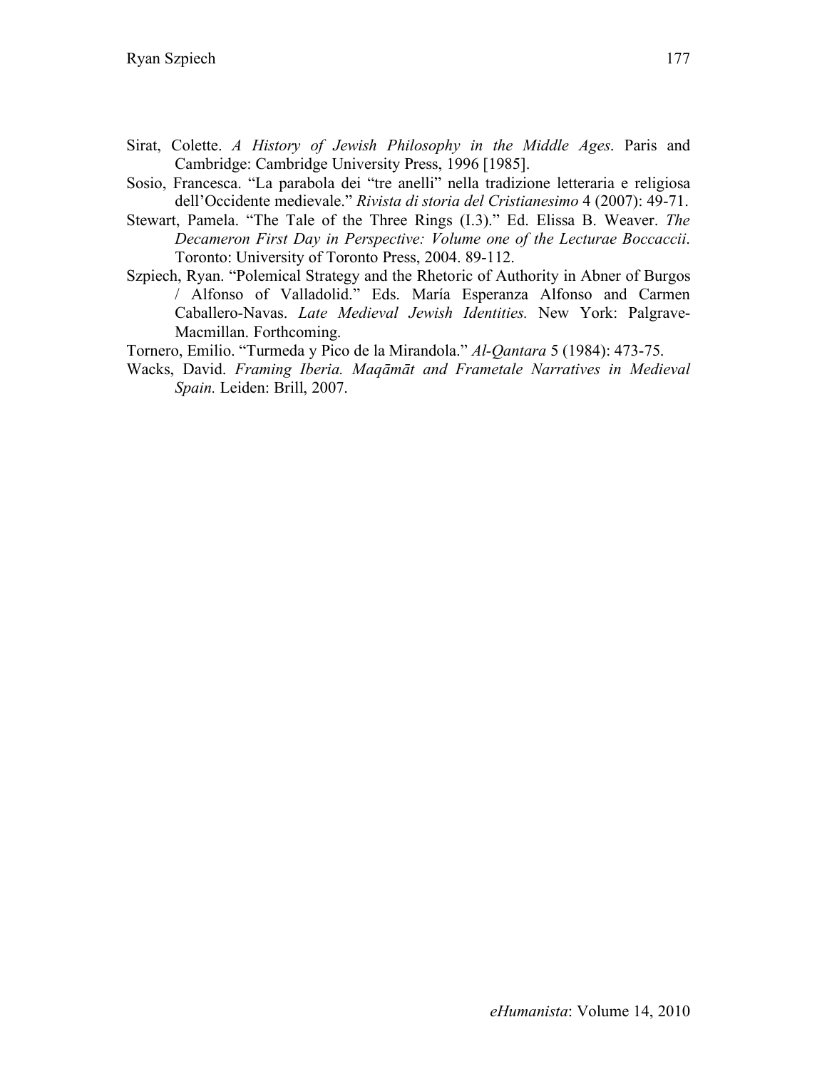Sirat, Colette. *A History of Jewish Philosophy in the Middle Ages*. Paris and Cambridge: Cambridge University Press, 1996 [1985].

Sosio, Francesca. "La parabola dei "tre anelli" nella tradizione letteraria e religiosa dell'Occidente medievale." *Rivista di storia del Cristianesimo* 4 (2007): 49-71.

Stewart, Pamela. "The Tale of the Three Rings (I.3)." Ed. Elissa B. Weaver. *The Decameron First Day in Perspective: Volume one of the Lecturae Boccaccii*. Toronto: University of Toronto Press, 2004. 89-112.

Szpiech, Ryan. "Polemical Strategy and the Rhetoric of Authority in Abner of Burgos / Alfonso of Valladolid." Eds. María Esperanza Alfonso and Carmen Caballero-Navas. *Late Medieval Jewish Identities.* New York: Palgrave-Macmillan. Forthcoming.

Tornero, Emilio. "Turmeda y Pico de la Mirandola." *Al-Qantara* 5 (1984): 473-75.

Wacks, David. *Framing Iberia. Maqāmāt and Frametale Narratives in Medieval Spain.* Leiden: Brill, 2007.